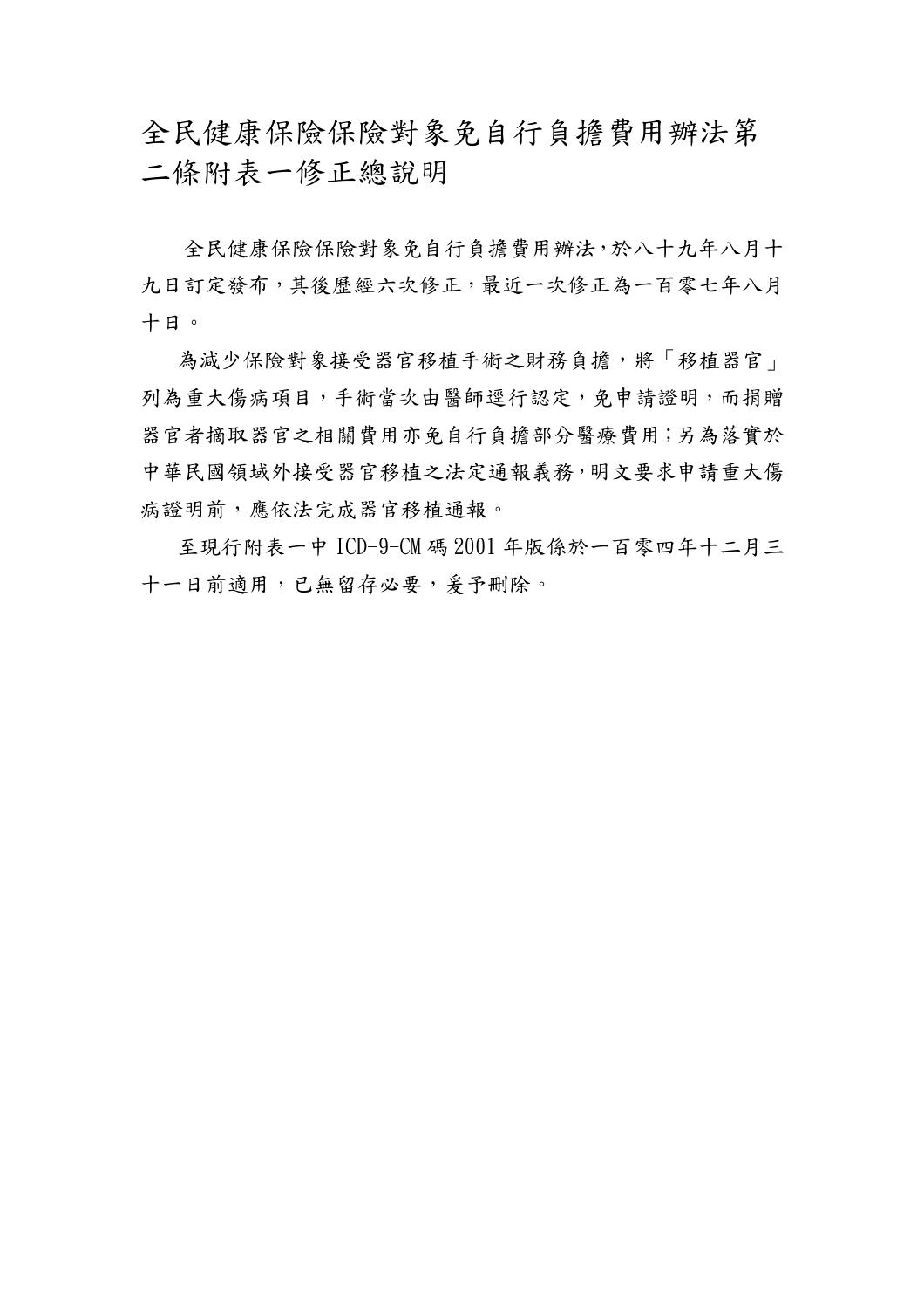# 全民健康保險保險對象免自行負擔費用辦法第二條附表一修正總說明

全民健康保險保險對象免自行負擔費用辦法，於八十九年八月十九日訂定發布，其後歷經六次修正，最近一次修正為一百零七年八月十日。

為減少保險對象接受器官移植手術之財務負擔，將「移植器官」列為重大傷病項目，手術當次由醫師逕行認定，免申請證明，而捐贈器官者摘取器官之相關費用亦免自行負擔部分醫療費用；另為落實於中華民國領域外接受器官移植之法定通報義務，明文要求申請重大傷病證明前，應依法完成器官移植通報。

至現行附表一中 ICD-9-CM 碼 2001 年版係於一百零四年十二月三十一日前適用，已無留存必要，爰予刪除。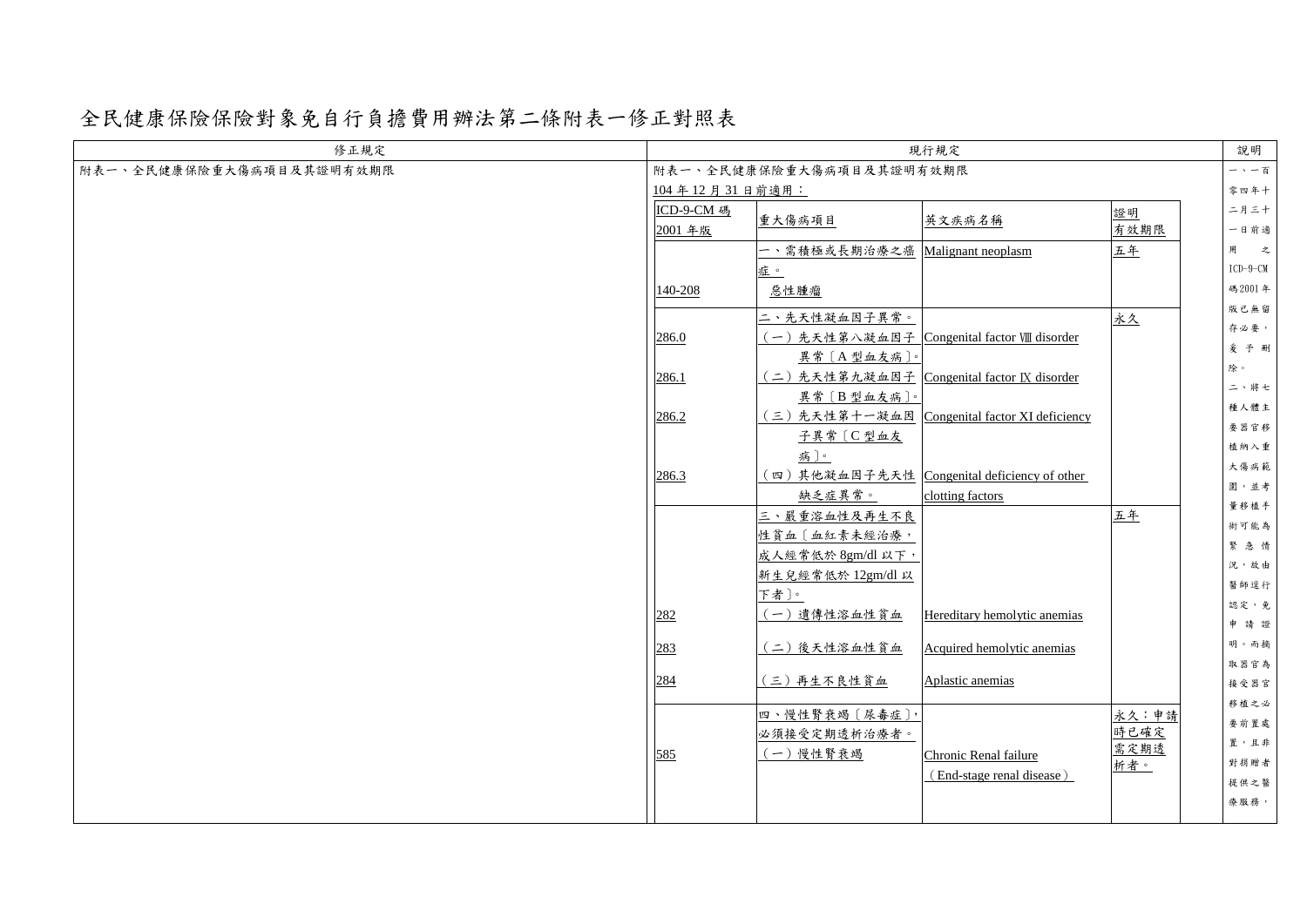# 全民健康保險保險對象免自行負擔費用辦法第二條附表一修正對照表

<table>
<tr><th>修正規定</th><th colspan="4">現行規定</th><th>說明</th></tr>
<tr><td>附表一、全民健康保險重大傷病項目及其證明有效期限</td><td colspan="4">附表一、全民健康保險重大傷病項目及其證明有效期限<br>104 年 12 月 31 日前適用：</td><td rowspan="6">一、一百零四年十二月三十一日前適用之ICD-9-CM碼2001年版已無留存必要，爰予刪除。<br>二、將七種人體主要器官移植納入重大傷病範圍，並考量移植手術可能為緊急情況，故由醫師逕行認定，免申請證明。而摘取器官為接受器官移植之必要前置處置，且非對捐贈者提供之醫療服務，</td></tr>
<tr><td></td><td>ICD-9-CM 碼<br>2001 年版</td><td>重大傷病項目</td><td>英文疾病名稱</td><td>證明<br>有效期限</td></tr>
<tr><td></td><td><br><br>140-208</td><td>一、需積極或長期治療之癌症。<br>惡性腫瘤</td><td>Malignant neoplasm</td><td>五年</td></tr>
<tr><td></td><td><br>286.0<br><br>286.1<br><br>286.2<br><br>286.3</td><td>二、先天性凝血因子異常。<br>（一）先天性第八凝血因子異常〔A 型血友病〕。<br>（二）先天性第九凝血因子異常〔B 型血友病〕。<br>（三）先天性第十一凝血因子異常〔C 型血友病〕。<br>（四）其他凝血因子先天性缺乏症異常。</td><td><br>Congenital factor Ⅷ disorder<br><br>Congenital factor Ⅸ disorder<br><br>Congenital factor XI deficiency<br><br>Congenital deficiency of other clotting factors</td><td>永久</td></tr>
<tr><td></td><td><br><br>282<br>283<br>284</td><td>三、嚴重溶血性及再生不良性貧血〔血紅素未經治療，成人經常低於 8gm/dl 以下，新生兒經常低於 12gm/dl 以下者〕。<br>（一）遺傳性溶血性貧血<br>（二）後天性溶血性貧血<br>（三）再生不良性貧血</td><td><br><br>Hereditary hemolytic anemias<br>Acquired hemolytic anemias<br>Aplastic anemias</td><td>五年</td></tr>
<tr><td></td><td><br><br>585</td><td>四、慢性腎衰竭〔尿毒症〕，必須接受定期透析治療者。<br>（一）慢性腎衰竭</td><td><br><br>Chronic Renal failure<br>（End-stage renal disease）</td><td>永久：申請時已確定需定期透析者。</td></tr>
</table>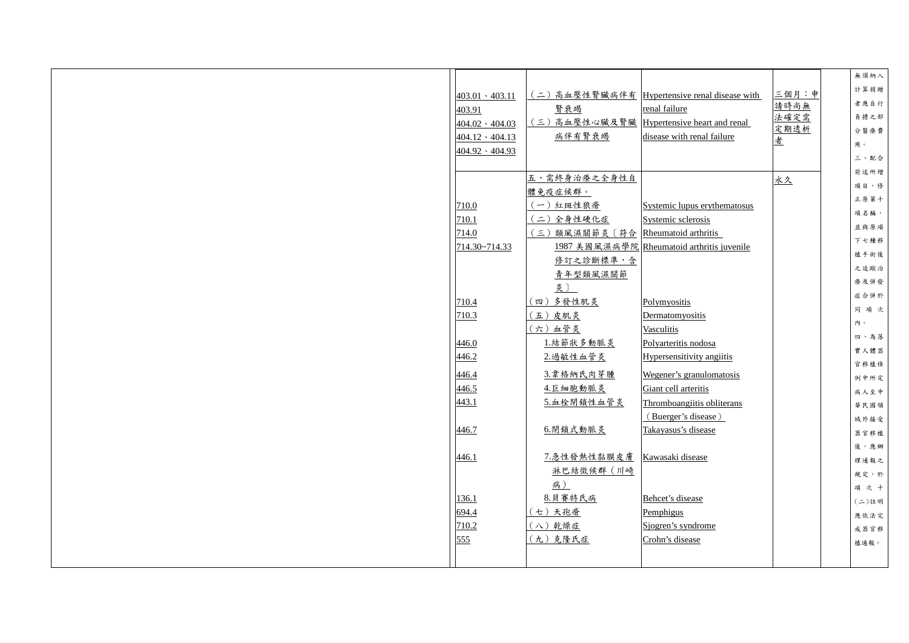| | | | | | | |
|---|---|---|---|---|---|---|
| | 403.01、403.11<br>403.91<br>404.02、404.03<br>404.12、404.13<br>404.92、404.93 | （二）高血壓性腎臟病伴有腎衰竭<br>（三）高血壓性心臟及腎臟病伴有腎衰竭 | Hypertensive renal disease with renal failure<br>Hypertensive heart and renal disease with renal failure | 三個月：申請時尚無法確定需定期透析者 | | 無須納入計算揭贈者應自行負擔之部分醫療費用。<br>三、配合前述所增項目，修正原第十項名稱，並與原項下七種移植手術後之追蹤治療及併發症合併於同項次內。<br>四、為落實人體器官移植條例中所定病人至中華民國領域外接受器官移植後，應辦理通報之規定，於項次十(二)註明應依法完成器官移植通報。 |
| | | 五、需終身治療之全身性自體免疫症候群。 | | 永久 | | |
| | 710.0 | （一）紅斑性狼瘡 | Systemic lupus erythematosus | | | |
| | 710.1 | （二）全身性硬化症 | Systemic sclerosis | | | |
| | 714.0<br>714.30~714.33 | （三）類風濕關節炎〔符合1987美國風濕病學院修訂之診斷標準，含青年型類風濕關節炎〕 | Rheumatoid arthritis<br>Rheumatoid arthritis juvenile | | | |
| | 710.4 | （四）多發性肌炎 | Polymyositis | | | |
| | 710.3 | （五）皮肌炎 | Dermatomyositis | | | |
| | | （六）血管炎 | Vasculitis | | | |
| | 446.0 | 1.結節狀多動脈炎 | Polyarteritis nodosa | | | |
| | 446.2 | 2.過敏性血管炎 | Hypersensitivity angiitis | | | |
| | 446.4 | 3.韋格納氏肉芽腫 | Wegener's granulomatosis | | | |
| | 446.5 | 4.巨細胞動脈炎 | Giant cell arteritis | | | |
| | 443.1 | 5.血栓閉鎖性血管炎 | Thromboangiitis obliterans（Buerger's disease） | | | |
| | 446.7 | 6.閉鎖式動脈炎 | Takayasus's disease | | | |
| | 446.1 | 7.急性發熱性黏膜皮膚淋巴結徵候群（川崎病） | Kawasaki disease | | | |
| | 136.1 | 8.貝賽特氏病 | Behcet's disease | | | |
| | 694.4 | （七）天孢瘡 | Pemphigus | | | |
| | 710.2 | （八）乾燥症 | Sjogren's syndrome | | | |
| | 555 | （九）克隆氏症 | Crohn's disease | | | |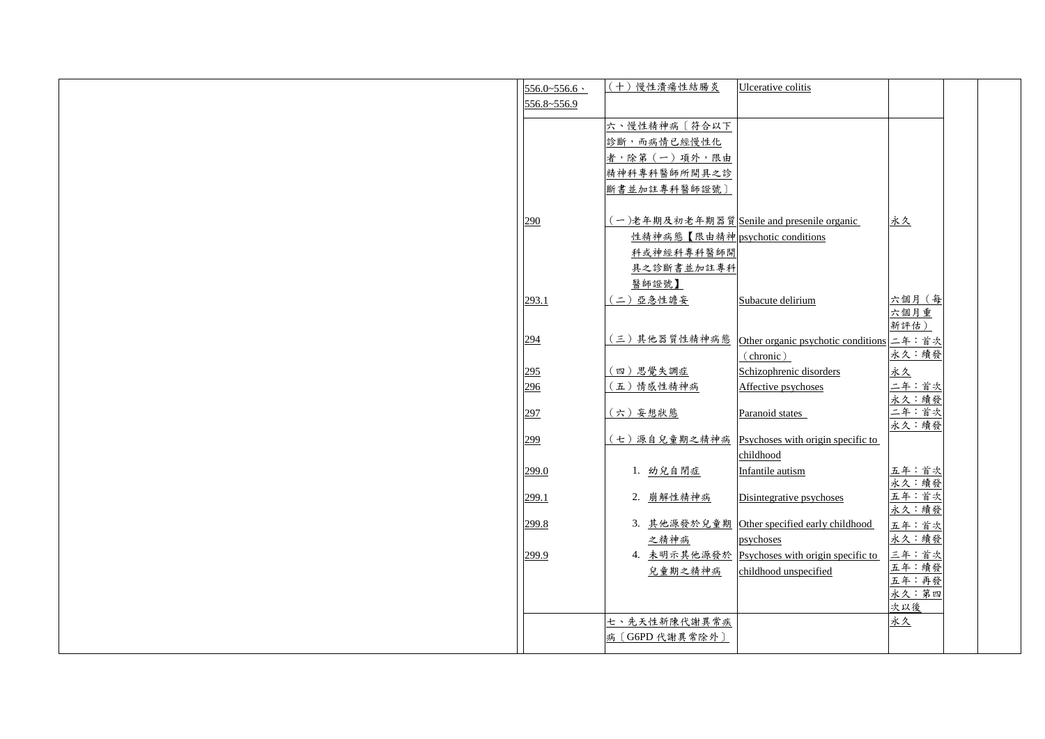| | | | | | | |
|---|---|---|---|---|---|---|
| | 556.0~556.6、556.8~556.9 | （十）慢性潰瘍性結腸炎 | Ulcerative colitis | | | |
| | | 六、慢性精神病〔符合以下診斷，而病情已經慢性化者，除第（一）項外，限由精神科專科醫師所開具之診斷書並加註專科醫師證號〕 | | | | |
| | 290 | （一）老年期及初老年期器質性精神病態【限由精神科或神經科專科醫師開具之診斷書並加註專科醫師證號】 | Senile and presenile organic psychotic conditions | 永久 | | |
| | 293.1 | （二）亞急性譫妄 | Subacute delirium | 六個月（每六個月重新評估） | | |
| | 294 | （三）其他器質性精神病態 | Other organic psychotic conditions（chronic） | 二年：首次 永久：續發 | | |
| | 295 | （四）思覺失調症 | Schizophrenic disorders | 永久 | | |
| | 296 | （五）情感性精神病 | Affective psychoses | 二年：首次 永久：續發 | | |
| | 297 | （六）妄想狀態 | Paranoid states | 二年：首次 永久：續發 | | |
| | 299 | （七）源自兒童期之精神病 | Psychoses with origin specific to childhood | | | |
| | 299.0 | 1. 幼兒自閉症 | Infantile autism | 五年：首次 永久：續發 | | |
| | 299.1 | 2. 崩解性精神病 | Disintegrative psychoses | 五年：首次 永久：續發 | | |
| | 299.8 | 3. 其他源發於兒童期之精神病 | Other specified early childhood psychoses | 五年：首次 永久：續發 | | |
| | 299.9 | 4. 未明示其他源發於兒童期之精神病 | Psychoses with origin specific to childhood unspecified | 三年：首次 五年：續發 五年：再發 永久：第四次以後 | | |
| | | 七、先天性新陳代謝異常疾病〔G6PD 代謝異常除外〕 | | 永久 | | |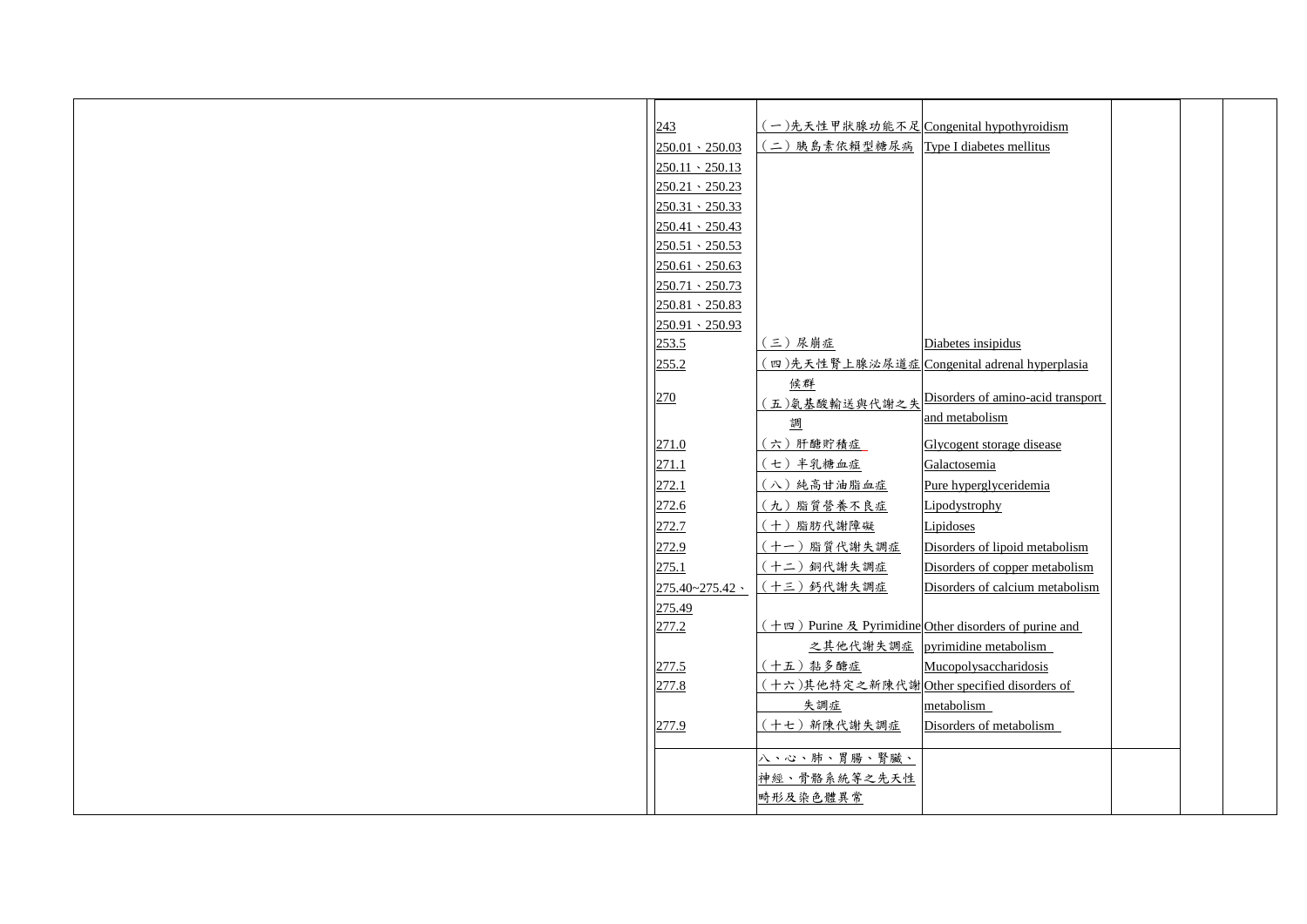| | | | | | | | |
|---|---|---|---|---|---|---|---|
| | 243 | （一）先天性甲狀腺功能不足 | Congenital hypothyroidism | | | | |
| | 250.01、250.03<br>250.11、250.13<br>250.21、250.23<br>250.31、250.33<br>250.41、250.43<br>250.51、250.53<br>250.61、250.63<br>250.71、250.73<br>250.81、250.83<br>250.91、250.93 | （二）胰島素依賴型糖尿病 | Type I diabetes mellitus | | | | |
| | 253.5 | （三）尿崩症 | Diabetes insipidus | | | | |
| | 255.2 | （四）先天性腎上腺泌尿道症候群 | Congenital adrenal hyperplasia | | | | |
| | 270 | （五）氨基酸輸送與代謝之失調 | Disorders of amino-acid transport and metabolism | | | | |
| | 271.0 | （六）肝醣貯積症 | Glycogent storage disease | | | | |
| | 271.1 | （七）半乳糖血症 | Galactosemia | | | | |
| | 272.1 | （八）純高甘油脂血症 | Pure hyperglyceridemia | | | | |
| | 272.6 | （九）脂質營養不良症 | Lipodystrophy | | | | |
| | 272.7 | （十）脂肪代謝障礙 | Lipidoses | | | | |
| | 272.9 | （十一）脂質代謝失調症 | Disorders of lipoid metabolism | | | | |
| | 275.1 | （十二）銅代謝失調症 | Disorders of copper metabolism | | | | |
| | 275.40~275.42、275.49 | （十三）鈣代謝失調症 | Disorders of calcium metabolism | | | | |
| | 277.2 | （十四）Purine 及 Pyrimidine 之其他代謝失調症 | Other disorders of purine and pyrimidine metabolism | | | | |
| | 277.5 | （十五）黏多醣症 | Mucopolysaccharidosis | | | | |
| | 277.8 | （十六）其他特定之新陳代謝失調症 | Other specified disorders of metabolism | | | | |
| | 277.9 | （十七）新陳代謝失調症 | Disorders of metabolism | | | | |
| | | 八、心、肺、胃腸、腎臟、神經、骨骼系統等之先天性畸形及染色體異常 | | | | | |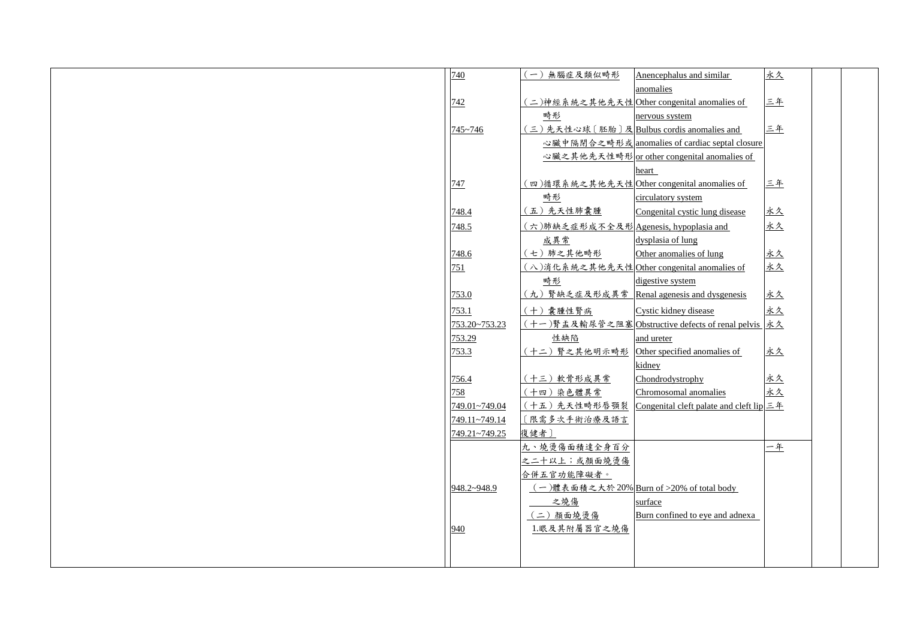| | | | | | | |
|---|---|---|---|---|---|---|
| | 740 | （一）無腦症及類似畸形 | Anencephalus and similar anomalies | 永久 | | |
| | 742 | （二)神經系統之其他先天性畸形 | Other congenital anomalies of nervous system | 三年 | | |
| | 745~746 | （三）先天性心球〔胚胎〕及心臟中隔閉合之畸形或心臟之其他先天性畸形 | Bulbus cordis anomalies and anomalies of cardiac septal closure or other congenital anomalies of heart | 三年 | | |
| | 747 | （四)循環系統之其他先天性畸形 | Other congenital anomalies of circulatory system | 三年 | | |
| | 748.4 | （五）先天性肺囊腫 | Congenital cystic lung disease | 永久 | | |
| | 748.5 | （六)肺缺乏症形成不全及形成異常 | Agenesis, hypoplasia and dysplasia of lung | 永久 | | |
| | 748.6 | （七）肺之其他畸形 | Other anomalies of lung | 永久 | | |
| | 751 | （八)消化系統之其他先天性畸形 | Other congenital anomalies of digestive system | 永久 | | |
| | 753.0 | （九）腎缺乏症及形成異常 | Renal agenesis and dysgenesis | 永久 | | |
| | 753.1 | （十）囊腫性腎病 | Cystic kidney disease | 永久 | | |
| | 753.20~753.23<br>753.29 | （十一)腎盂及輸尿管之阻塞性缺陷 | Obstructive defects of renal pelvis and ureter | 永久 | | |
| | 753.3 | （十二）腎之其他明示畸形 | Other specified anomalies of kidney | 永久 | | |
| | 756.4 | （十三）軟骨形成異常 | Chondrodystrophy | 永久 | | |
| | 758 | （十四）染色體異常 | Chromosomal anomalies | 永久 | | |
| | 749.01~749.04<br>749.11~749.14<br>749.21~749.25 | （十五）先天性畸形唇顎裂〔限需多次手術治療及語言復健者〕 | Congenital cleft palate and cleft lip | 三年 | | |
| | | 九、燒燙傷面積達全身百分之二十以上；或顏面燒燙傷合併五官功能障礙者。 | | 一年 | | |
| | 948.2~948.9 | （一)體表面積之大於20%之燒傷 | Burn of >20% of total body surface | | | |
| | | （二）顏面燒燙傷 | | | | |
| | 940 | 1.眼及其附屬器官之燒傷 | Burn confined to eye and adnexa | | | |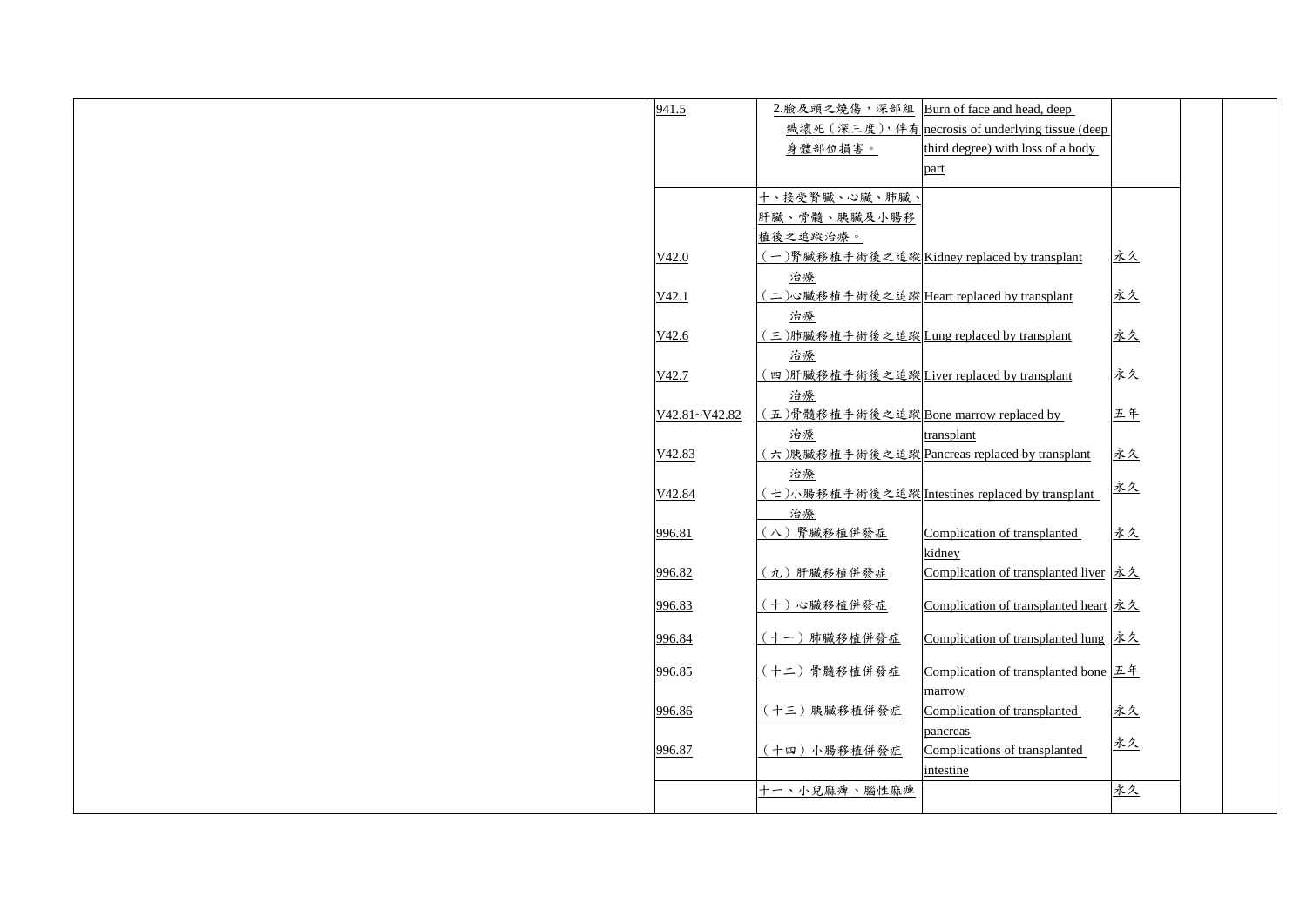| | | | | | | |
|---|---|---|---|---|---|---|
| | 941.5 | 2.臉及頭之燒傷，深部組織壞死（深三度），伴有身體部位損害。 | Burn of face and head, deep necrosis of underlying tissue (deep third degree) with loss of a body part | | | |
| | | 十、接受腎臟、心臟、肺臟、肝臟、骨髓、胰臟及小腸移植後之追蹤治療。 | | | | |
| | V42.0 | （一)腎臟移植手術後之追蹤治療 | Kidney replaced by transplant | 永久 | | |
| | V42.1 | （二)心臟移植手術後之追蹤治療 | Heart replaced by transplant | 永久 | | |
| | V42.6 | （三)肺臟移植手術後之追蹤治療 | Lung replaced by transplant | 永久 | | |
| | V42.7 | （四)肝臟移植手術後之追蹤治療 | Liver replaced by transplant | 永久 | | |
| | V42.81~V42.82 | （五)骨髓移植手術後之追蹤治療 | Bone marrow replaced by transplant | 五年 | | |
| | V42.83 | （六)胰臟移植手術後之追蹤治療 | Pancreas replaced by transplant | 永久 | | |
| | V42.84 | （七)小腸移植手術後之追蹤治療 | Intestines replaced by transplant | 永久 | | |
| | 996.81 | （八）腎臟移植併發症 | Complication of transplanted kidney | 永久 | | |
| | 996.82 | （九）肝臟移植併發症 | Complication of transplanted liver | 永久 | | |
| | 996.83 | （十）心臟移植併發症 | Complication of transplanted heart | 永久 | | |
| | 996.84 | （十一）肺臟移植併發症 | Complication of transplanted lung | 永久 | | |
| | 996.85 | （十二）骨髓移植併發症 | Complication of transplanted bone marrow | 五年 | | |
| | 996.86 | （十三）胰臟移植併發症 | Complication of transplanted pancreas | 永久 | | |
| | 996.87 | （十四）小腸移植併發症 | Complications of transplanted intestine | 永久 | | |
| | | 十一、小兒麻痺、腦性麻痺 | | 永久 | | |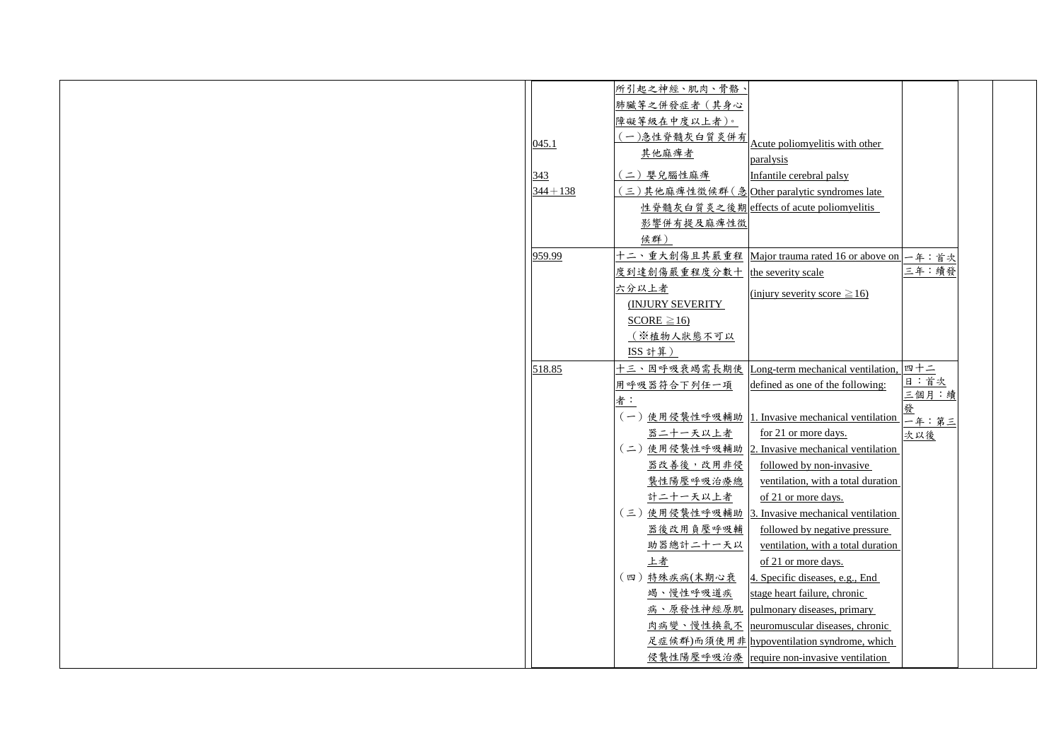| | | | | | | |
|---|---|---|---|---|---|---|
| | | 所引起之神經、肌肉、骨骼、肺臟等之併發症者（其身心障礙等級在中度以上者）。 | | | | |
| | 045.1 | （一）急性脊髓灰白質炎併有其他麻痺者 | Acute poliomyelitis with other paralysis | | | |
| | 343 | （二）嬰兒腦性麻痺 | Infantile cerebral palsy | | | |
| | 344＋138 | （三）其他麻痺性徵候群（急性脊髓灰白質炎之後期影響併有提及麻痺性徵候群） | Other paralytic syndromes late effects of acute poliomyelitis | | | |
| | 959.99 | 十二、重大創傷且其嚴重程度到達創傷嚴重程度分數十六分以上者 (INJURY SEVERITY SCORE ≧16)（※植物人狀態不可以ISS 計算） | Major trauma rated 16 or above on the severity scale (injury severity score ≧16) | 一年：首次<br>三年：續發 | | |
| | 518.85 | 十三、因呼吸衰竭需長期使用呼吸器符合下列任一項者： | Long-term mechanical ventilation, defined as one of the following: | 四十二日：首次<br>三個月：續發<br>一年：第三次以後 | | |
| | | （一）使用侵襲性呼吸輔助器二十一天以上者 | 1. Invasive mechanical ventilation for 21 or more days. | | | |
| | | （二）使用侵襲性呼吸輔助器改善後，改用非侵襲性陽壓呼吸治療總計二十一天以上者 | 2. Invasive mechanical ventilation followed by non-invasive ventilation, with a total duration of 21 or more days. | | | |
| | | （三）使用侵襲性呼吸輔助器後改用負壓呼吸輔助器總計二十一天以上者 | 3. Invasive mechanical ventilation followed by negative pressure ventilation, with a total duration of 21 or more days. | | | |
| | | （四）特殊疾病(末期心衰竭、慢性呼吸道疾病、原發性神經原肌肉病變、慢性換氣不足症候群)而須使用非侵襲性陽壓呼吸治療 | 4. Specific diseases, e.g., End stage heart failure, chronic pulmonary diseases, primary neuromuscular diseases, chronic hypoventilation syndrome, which require non-invasive ventilation | | | |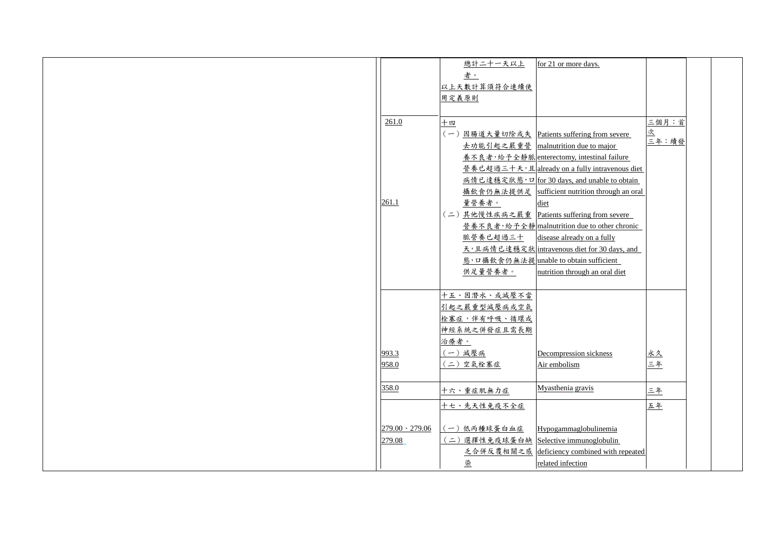| | | | | | |
|---|---|---|---|---|---|
| | 總計二十一天以上者。<br>以上天數計算須符合連續使用定義原則 | for 21 or more days. | | | |
| 261.0<br><br><br><br><br>261.1 | 十四<br>（一）因腸道大量切除或失去功能引起之嚴重營養不良者，給予全靜脈營養已超過三十天，且病情已達穩定狀態，口攝飲食仍無法提供足量營養者。<br>（二）其他慢性疾病之嚴重營養不良者，給予全靜脈營養已超過三十天，且病情已達穩定狀態，口攝飲食仍無法提供足量營養者。 | Patients suffering from severe malnutrition due to major enterectomy, intestinal failure already on a fully intravenous diet for 30 days, and unable to obtain sufficient nutrition through an oral diet<br>Patients suffering from severe malnutrition due to other chronic disease already on a fully intravenous diet for 30 days, and unable to obtain sufficient nutrition through an oral diet | 三個月：首次<br>三年：續發 | | |
| <br>993.3<br>958.0 | 十五、因潛水、或減壓不當引起之嚴重型減壓病或空氣栓塞症，伴有呼吸、循環或神經系統之併發症且需長期治療者。<br>（一）減壓病<br>（二）空氣栓塞症 | <br>Decompression sickness<br>Air embolism | <br>永久<br>三年 | | |
| 358.0 | 十六、重症肌無力症 | Myasthenia gravis | 三年 | | |
| <br>279.00、279.06<br>279.08 | 十七、先天性免疫不全症<br>（一）低丙種球蛋白血症<br>（二）選擇性免疫球蛋白缺乏合併反覆相關之感染 | <br>Hypogammaglobulinemia<br>Selective immunoglobulin deficiency combined with repeated related infection | 五年 | | |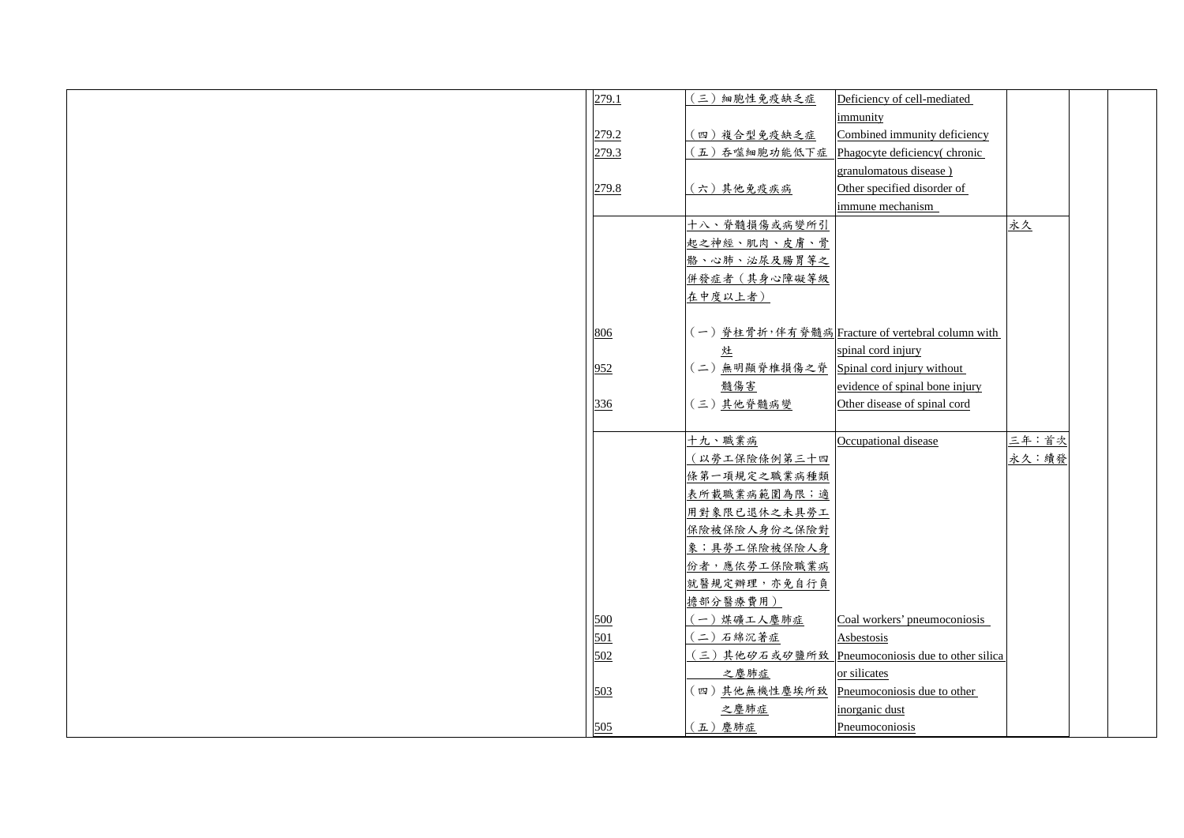| | | | | | | |
|---|---|---|---|---|---|---|
| | 279.1 | （三）細胞性免疫缺乏症 | Deficiency of cell-mediated immunity | | | |
| | 279.2 | （四）複合型免疫缺乏症 | Combined immunity deficiency | | | |
| | 279.3 | （五）吞噬細胞功能低下症 | Phagocyte deficiency( chronic granulomatous disease ) | | | |
| | 279.8 | （六）其他免疫疾病 | Other specified disorder of immune mechanism | | | |
| | | 十八、脊髓損傷或病變所引起之神經、肌肉、皮膚、骨骼、心肺、泌尿及腸胃等之併發症者（其身心障礙等級在中度以上者） | | 永久 | | |
| | 806 | （一）脊柱骨折，伴有脊髓病灶 | Fracture of vertebral column with spinal cord injury | | | |
| | 952 | （二）無明顯脊椎損傷之脊髓傷害 | Spinal cord injury without evidence of spinal bone injury | | | |
| | 336 | （三）其他脊髓病變 | Other disease of spinal cord | | | |
| | | 十九、職業病（以勞工保險條例第三十四條第一項規定之職業病種類表所載職業病範圍為限；適用對象限已退休之未具勞工保險被保險人身份之保險對象；具勞工保險被保險人身份者，應依勞工保險職業病就醫規定辦理，亦免自行負擔部分醫療費用） | Occupational disease | 三年：首次<br>永久：續發 | | |
| | 500 | （一）煤礦工人塵肺症 | Coal workers' pneumoconiosis | | | |
| | 501 | （二）石綿沉著症 | Asbestosis | | | |
| | 502 | （三）其他矽石或矽鹽所致之塵肺症 | Pneumoconiosis due to other silica or silicates | | | |
| | 503 | （四）其他無機性塵埃所致之塵肺症 | Pneumoconiosis due to other inorganic dust | | | |
| | 505 | （五）塵肺症 | Pneumoconiosis | | | |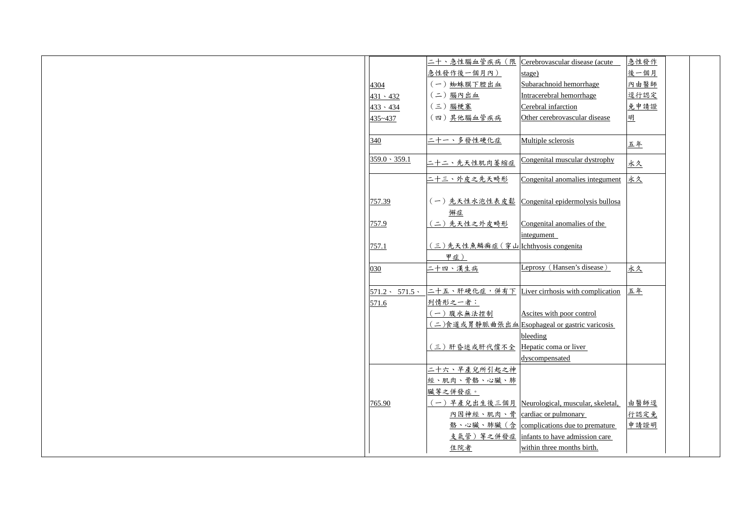|  |  |  |  |  |  |  |
|---|---|---|---|---|---|---|
|  |  | 二十、急性腦血管疾病（限急性發作後一個月內） | Cerebrovascular disease (acute stage) | 急性發作後一個月內由醫師逕行認定免申請證明 |  |  |
|  | 4304 | （一）蜘蛛膜下腔出血 | Subarachnoid hemorrhage |  |  |  |
|  | 431、432 | （二）腦內出血 | Intracerebral hemorrhage |  |  |  |
|  | 433、434 | （三）腦梗塞 | Cerebral infarction |  |  |  |
|  | 435~437 | （四）其他腦血管疾病 | Other cerebrovascular disease |  |  |  |
|  | 340 | 二十一、多發性硬化症 | Multiple sclerosis | 五年 |  |  |
|  | 359.0、359.1 | 二十二、先天性肌肉萎縮症 | Congenital muscular dystrophy | 永久 |  |  |
|  |  | 二十三、外皮之先天畸形 | Congenital anomalies integument | 永久 |  |  |
|  | 757.39 | （一）先天性水泡性表皮鬆懈症 | Congenital epidermolysis bullosa |  |  |  |
|  | 757.9 | （二）先天性之外皮畸形 | Congenital anomalies of the integument |  |  |  |
|  | 757.1 | （三）先天性魚鱗癬症（穿山甲症） | Ichthyosis congenita |  |  |  |
|  | 030 | 二十四、漢生病 | Leprosy（Hansen's disease） | 永久 |  |  |
|  | 571.2、571.5、571.6 | 二十五、肝硬化症，併有下列情形之一者： | Liver cirrhosis with complication | 五年 |  |  |
|  |  | （一）腹水無法控制 | Ascites with poor control |  |  |  |
|  |  | （二)食道或胃靜脈曲張出血 | Esophageal or gastric varicosis bleeding |  |  |  |
|  |  | （三）肝昏迷或肝代償不全 | Hepatic coma or liver dyscompensated |  |  |  |
|  |  | 二十六、早產兒所引起之神經、肌肉、骨骼、心臟、肺臟等之併發症。 |  |  |  |  |
|  | 765.90 | （一）早產兒出生後三個月內因神經、肌肉、骨骼、心臟、肺臟（含支氣管）等之併發症住院者 | Neurological, muscular, skeletal, cardiac or pulmonary complications due to premature infants to have admission care within three months birth. | 由醫師逕行認定免申請證明 |  |  |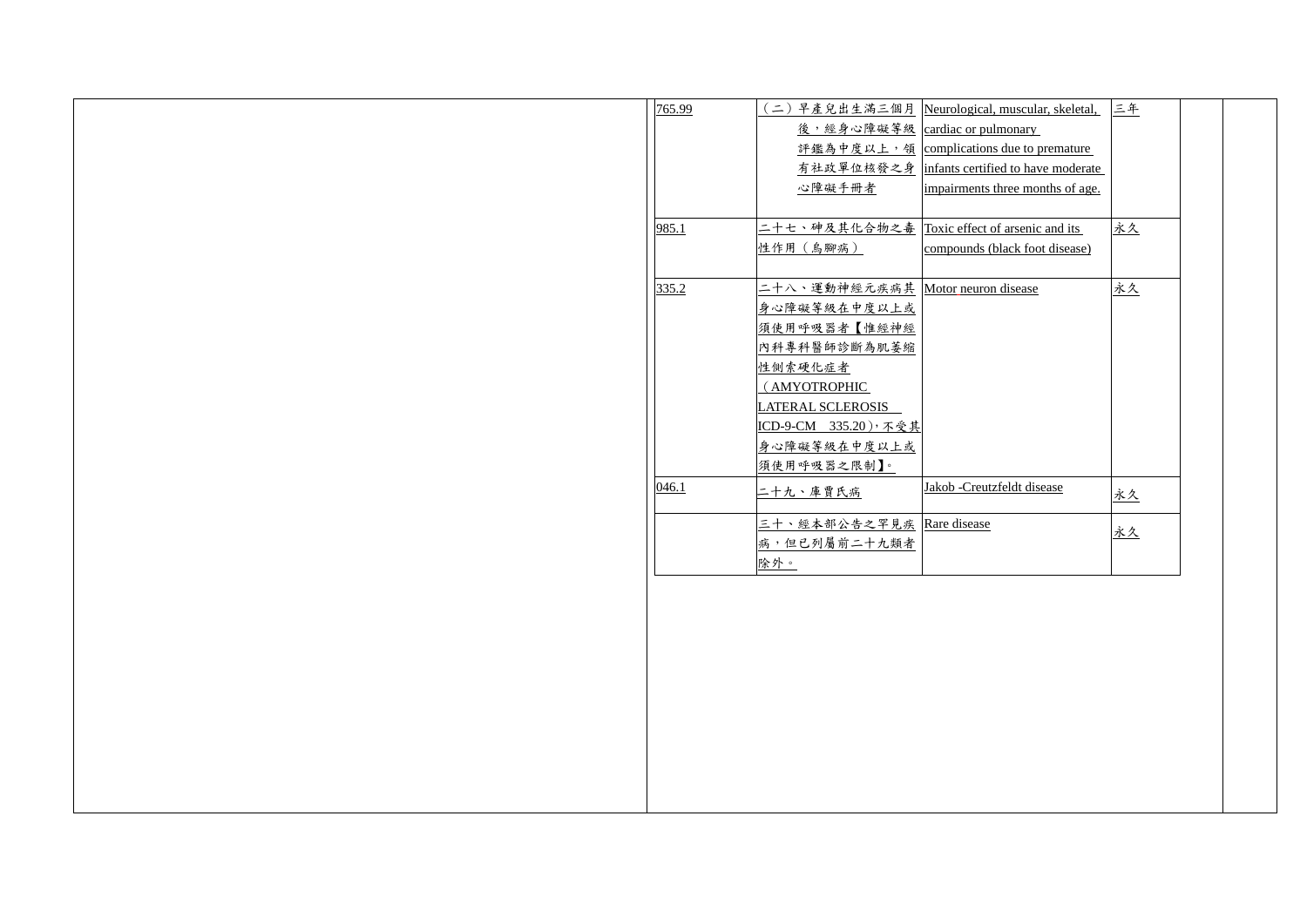| | | | |
|---|---|---|---|
| 765.99 | （二）早產兒出生滿三個月後，經身心障礙等級評鑑為中度以上，領有社政單位核發之身心障礙手冊者 | Neurological, muscular, skeletal, cardiac or pulmonary complications due to premature infants certified to have moderate impairments three months of age. | 三年 |
| 985.1 | 二十七、砷及其化合物之毒性作用（烏腳病） | Toxic effect of arsenic and its compounds (black foot disease) | 永久 |
| 335.2 | 二十八、運動神經元疾病其身心障礙等級在中度以上或須使用呼吸器者【惟經神經內科專科醫師診斷為肌萎縮性側索硬化症者（AMYOTROPHIC LATERAL SCLEROSIS ICD-9-CM 335.20），不受其身心障礙等級在中度以上或須使用呼吸器之限制】。 | Motor neuron disease | 永久 |
| 046.1 | 二十九、庫賈氏病 | Jakob -Creutzfeldt disease | 永久 |
| | 三十、經本部公告之罕見疾病，但已列屬前二十九類者除外。 | Rare disease | 永久 |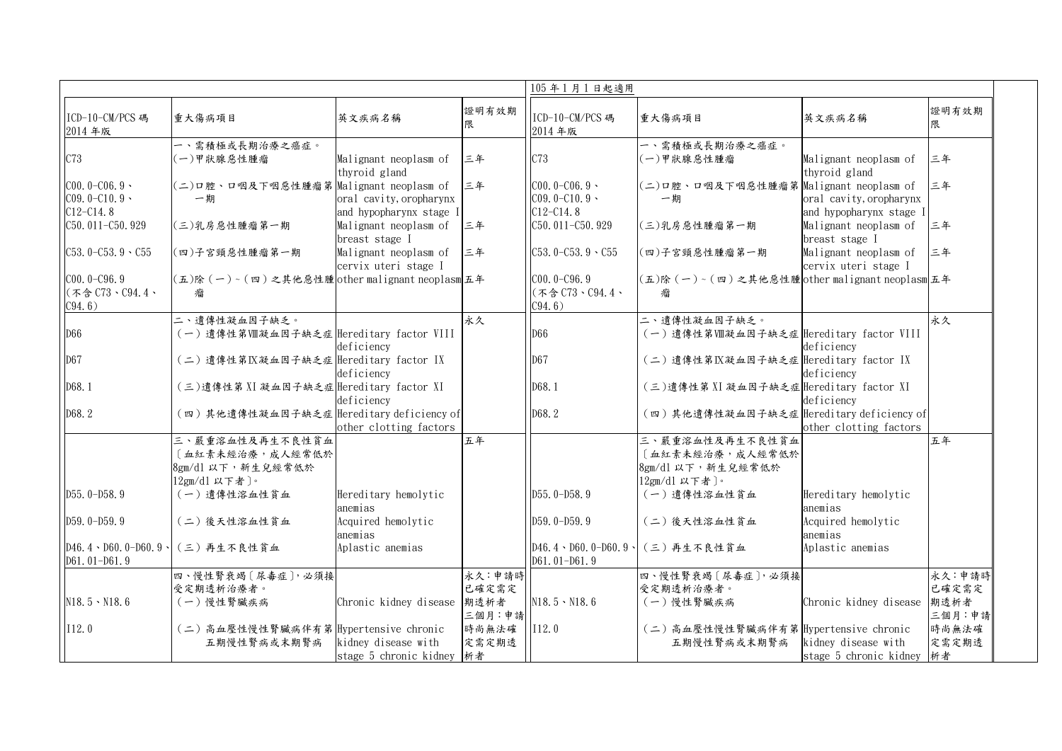| ICD-10-CM/PCS 碼 2014 年版 | 重大傷病項目 | 英文疾病名稱 | 證明有效期限 | ICD-10-CM/PCS 碼 2014 年版 | 重大傷病項目 | 英文疾病名稱 | 證明有效期限 |
|---|---|---|---|---|---|---|---|
| | | | | 105 年 1 月 1 日起適用 | | | |
| | 一、需積極或長期治療之癌症。 | | | | 一、需積極或長期治療之癌症。 | | |
| C73 | (一)甲狀腺惡性腫瘤 | Malignant neoplasm of thyroid gland | 三年 | C73 | (一)甲狀腺惡性腫瘤 | Malignant neoplasm of thyroid gland | 三年 |
| C00.0-C06.9、C09.0-C10.9、C12-C14.8 | (二)口腔、口咽及下咽惡性腫瘤第一期 | Malignant neoplasm of oral cavity, oropharynx and hypopharynx stage I | 三年 | C00.0-C06.9、C09.0-C10.9、C12-C14.8 | (二)口腔、口咽及下咽惡性腫瘤第一期 | Malignant neoplasm of oral cavity, oropharynx and hypopharynx stage I | 三年 |
| C50.011-C50.929 | (三)乳房惡性腫瘤第一期 | Malignant neoplasm of breast stage I | 三年 | C50.011-C50.929 | (三)乳房惡性腫瘤第一期 | Malignant neoplasm of breast stage I | 三年 |
| C53.0-C53.9、C55 | (四)子宮頸惡性腫瘤第一期 | Malignant neoplasm of cervix uteri stage I | 三年 | C53.0-C53.9、C55 | (四)子宮頸惡性腫瘤第一期 | Malignant neoplasm of cervix uteri stage I | 三年 |
| C00.0-C96.9 (不含 C73、C94.4、C94.6) | (五)除(一)~(四)之其他惡性腫瘤 | other malignant neoplasm | 五年 | C00.0-C96.9 (不含 C73、C94.4、C94.6) | (五)除(一)~(四)之其他惡性腫瘤 | other malignant neoplasm | 五年 |
| | 二、遺傳性凝血因子缺乏。 | | 永久 | | 二、遺傳性凝血因子缺乏。 | | 永久 |
| D66 | (一)遺傳性第Ⅷ凝血因子缺乏症 | Hereditary factor VIII deficiency | | D66 | (一)遺傳性第Ⅷ凝血因子缺乏症 | Hereditary factor VIII deficiency | |
| D67 | (二)遺傳性第Ⅸ凝血因子缺乏症 | Hereditary factor IX deficiency | | D67 | (二)遺傳性第Ⅸ凝血因子缺乏症 | Hereditary factor IX deficiency | |
| D68.1 | (三)遺傳性第 XI 凝血因子缺乏症 | Hereditary factor XI deficiency | | D68.1 | (三)遺傳性第 XI 凝血因子缺乏症 | Hereditary factor XI deficiency | |
| D68.2 | (四)其他遺傳性凝血因子缺乏症 | Hereditary deficiency of other clotting factors | | D68.2 | (四)其他遺傳性凝血因子缺乏症 | Hereditary deficiency of other clotting factors | |
| | 三、嚴重溶血性及再生不良性貧血〔血紅素未經治療，成人經常低於8gm/dl 以下，新生兒經常低於12gm/dl 以下者〕。 | | 五年 | | 三、嚴重溶血性及再生不良性貧血〔血紅素未經治療，成人經常低於8gm/dl 以下，新生兒經常低於12gm/dl 以下者〕。 | | 五年 |
| D55.0-D58.9 | (一)遺傳性溶血性貧血 | Hereditary hemolytic anemias | | D55.0-D58.9 | (一)遺傳性溶血性貧血 | Hereditary hemolytic anemias | |
| D59.0-D59.9 | (二)後天性溶血性貧血 | Acquired hemolytic anemias | | D59.0-D59.9 | (二)後天性溶血性貧血 | Acquired hemolytic anemias | |
| D46.4、D60.0-D60.9、D61.01-D61.9 | (三)再生不良性貧血 | Aplastic anemias | | D46.4、D60.0-D60.9、D61.01-D61.9 | (三)再生不良性貧血 | Aplastic anemias | |
| | 四、慢性腎衰竭〔尿毒症〕，必須接受定期透析治療者。 | | 永久：申請時已確定需定期透析者 三個月：申請時尚無法確定需定期透析者 | | 四、慢性腎衰竭〔尿毒症〕，必須接受定期透析治療者。 | | 永久：申請時已確定需定期透析者 三個月：申請時尚無法確定需定期透析者 |
| N18.5、N18.6 | (一)慢性腎臟疾病 | Chronic kidney disease | | N18.5、N18.6 | (一)慢性腎臟疾病 | Chronic kidney disease | |
| I12.0 | (二)高血壓性慢性腎臟病伴有第五期慢性腎病或末期腎病 | Hypertensive chronic kidney disease with stage 5 chronic kidney | | I12.0 | (二)高血壓性慢性腎臟病伴有第五期慢性腎病或末期腎病 | Hypertensive chronic kidney disease with stage 5 chronic kidney | |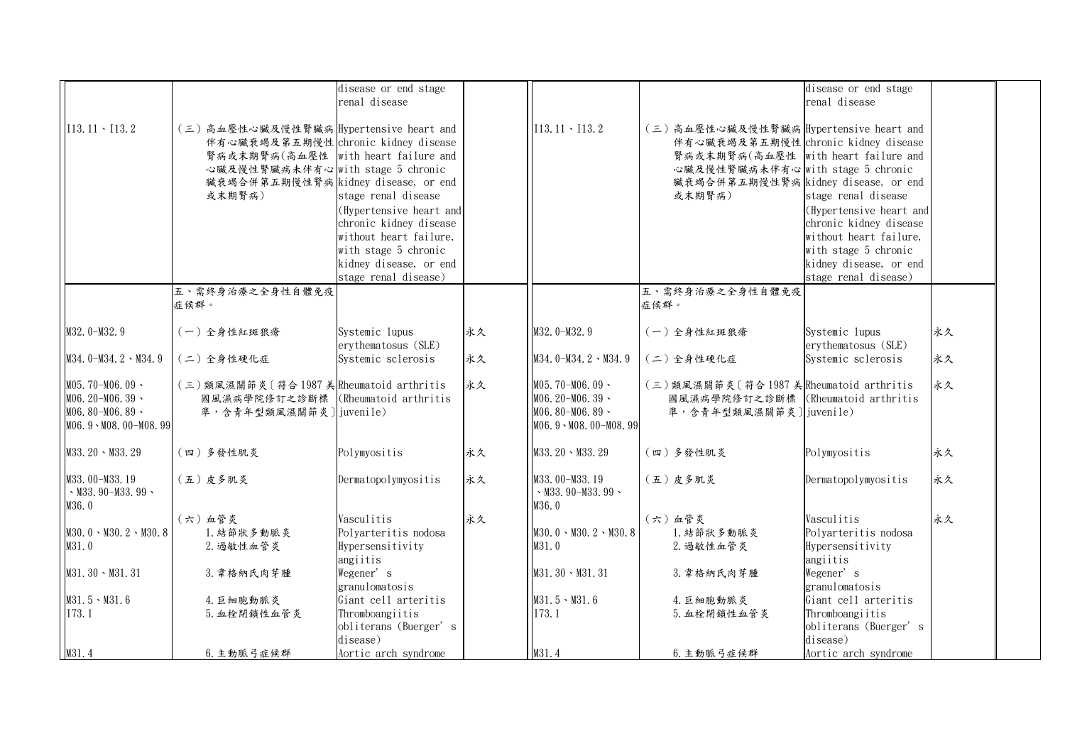| | | | | | | | |
|---|---|---|---|---|---|---|---|
| | | disease or end stage renal disease | | | | disease or end stage renal disease | |
| I13.11、I13.2 | (三)高血壓性心臟及慢性腎臟病伴有心臟衰竭及第五期慢性腎病或末期腎病(高血壓性心臟及慢性腎臟病未伴有心臟衰竭合併第五期慢性腎病或末期腎病) | Hypertensive heart and chronic kidney disease with heart failure and with stage 5 chronic kidney disease, or end stage renal disease (Hypertensive heart and chronic kidney disease without heart failure, with stage 5 chronic kidney disease, or end stage renal disease) | | I13.11、I13.2 | (三)高血壓性心臟及慢性腎臟病伴有心臟衰竭及第五期慢性腎病或末期腎病(高血壓性心臟及慢性腎臟病未伴有心臟衰竭合併第五期慢性腎病或末期腎病) | Hypertensive heart and chronic kidney disease with heart failure and with stage 5 chronic kidney disease, or end stage renal disease (Hypertensive heart and chronic kidney disease without heart failure, with stage 5 chronic kidney disease, or end stage renal disease) | |
| | 五、需終身治療之全身性自體免疫症候群。 | | | | 五、需終身治療之全身性自體免疫症候群。 | | |
| M32.0-M32.9 | (一)全身性紅斑狼瘡 | Systemic lupus erythematosus (SLE) | 永久 | M32.0-M32.9 | (一)全身性紅斑狼瘡 | Systemic lupus erythematosus (SLE) | 永久 |
| M34.0-M34.2、M34.9 | (二)全身性硬化症 | Systemic sclerosis | 永久 | M34.0-M34.2、M34.9 | (二)全身性硬化症 | Systemic sclerosis | 永久 |
| M05.70-M06.09、M06.20-M06.39、M06.80-M06.89、M06.9、M08.00-M08.99 | (三)類風濕關節炎〔符合1987美國風濕病學院修訂之診斷標準，含青年型類風濕關節炎〕 | Rheumatoid arthritis (Rheumatoid arthritis juvenile) | 永久 | M05.70-M06.09、M06.20-M06.39、M06.80-M06.89、M06.9、M08.00-M08.99 | (三)類風濕關節炎〔符合1987美國風濕病學院修訂之診斷標準，含青年型類風濕關節炎〕 | Rheumatoid arthritis (Rheumatoid arthritis juvenile) | 永久 |
| M33.20、M33.29 | (四)多發性肌炎 | Polymyositis | 永久 | M33.20、M33.29 | (四)多發性肌炎 | Polymyositis | 永久 |
| M33.00-M33.19、M33.90-M33.99、M36.0 | (五)皮多肌炎 | Dermatopolymyositis | 永久 | M33.00-M33.19、M33.90-M33.99、M36.0 | (五)皮多肌炎 | Dermatopolymyositis | 永久 |
| | (六)血管炎 | Vasculitis | 永久 | | (六)血管炎 | Vasculitis | 永久 |
| M30.0、M30.2、M30.8 | 1.結節狀多動脈炎 | Polyarteritis nodosa | | M30.0、M30.2、M30.8 | 1.結節狀多動脈炎 | Polyarteritis nodosa | |
| M31.0 | 2.過敏性血管炎 | Hypersensitivity angiitis | | M31.0 | 2.過敏性血管炎 | Hypersensitivity angiitis | |
| M31.30、M31.31 | 3.韋格納氏肉芽腫 | Wegener' s granulomatosis | | M31.30、M31.31 | 3.韋格納氏肉芽腫 | Wegener' s granulomatosis | |
| M31.5、M31.6 | 4.巨細胞動脈炎 | Giant cell arteritis | | M31.5、M31.6 | 4.巨細胞動脈炎 | Giant cell arteritis | |
| I73.1 | 5.血栓閉鎖性血管炎 | Thromboangiitis obliterans (Buerger' s disease) | | I73.1 | 5.血栓閉鎖性血管炎 | Thromboangiitis obliterans (Buerger' s disease) | |
| M31.4 | 6.主動脈弓症候群 | Aortic arch syndrome | | M31.4 | 6.主動脈弓症候群 | Aortic arch syndrome | |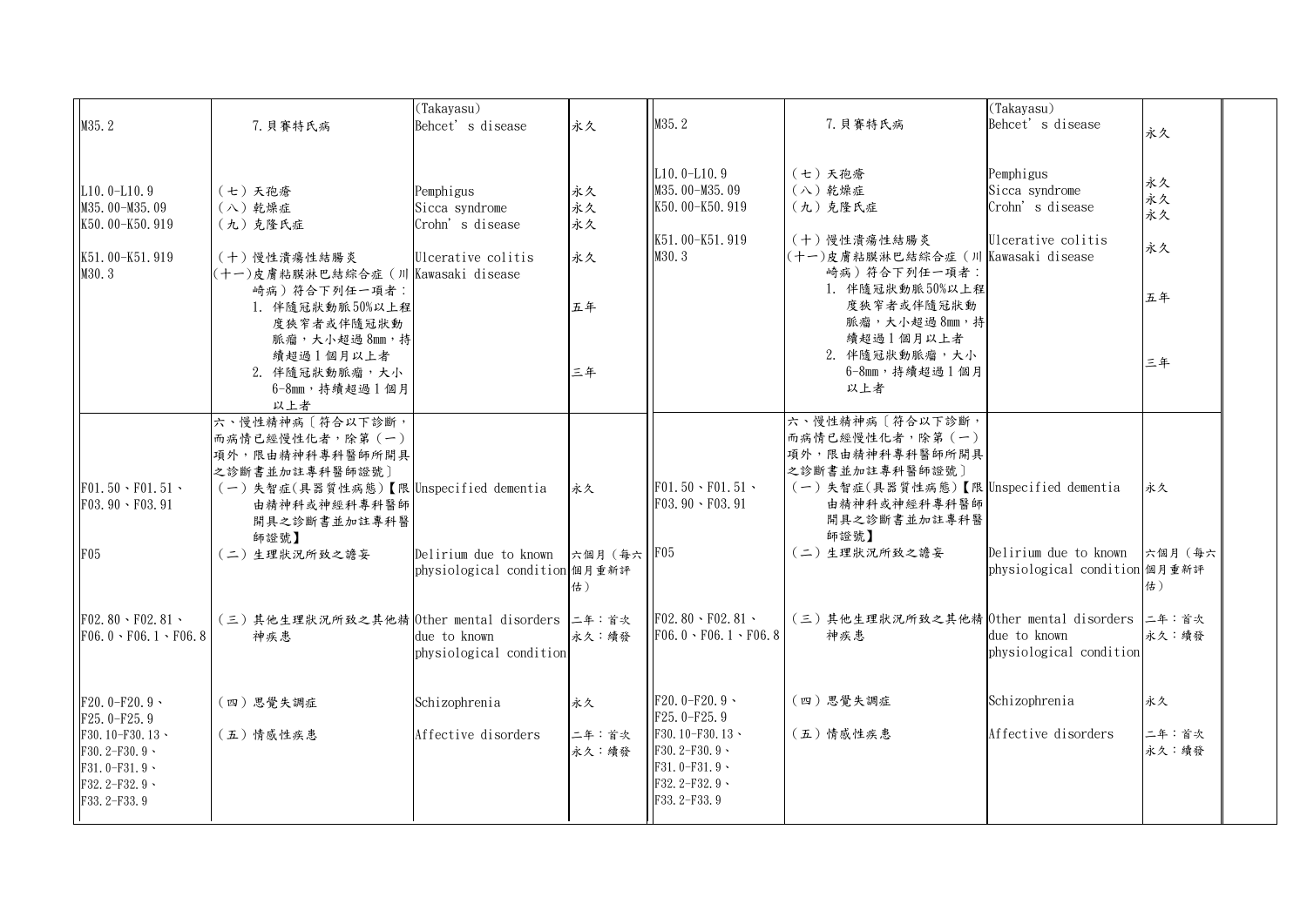| | | | | | | | | |
|---|---|---|---|---|---|---|---|---|
| M35.2 | 7.貝賽特氏病 | (Takayasu) Behcet' s disease | 永久 | M35.2 | 7.貝賽特氏病 | (Takayasu) Behcet' s disease | 永久 | |
| L10.0-L10.9<br>M35.00-M35.09<br>K50.00-K50.919 | （七）天孢瘡<br>（八）乾燥症<br>（九）克隆氏症 | Pemphigus<br>Sicca syndrome<br>Crohn' s disease | 永久<br>永久<br>永久 | L10.0-L10.9<br>M35.00-M35.09<br>K50.00-K50.919 | （七）天孢瘡<br>（八）乾燥症<br>（九）克隆氏症 | Pemphigus<br>Sicca syndrome<br>Crohn' s disease | 永久<br>永久<br>永久 | |
| K51.00-K51.919<br>M30.3 | （十）慢性潰瘍性結腸炎<br>（十一）皮膚粘膜淋巴結綜合症（川崎病）符合下列任一項者：<br>1. 伴隨冠狀動脈50%以上程度狹窄者或伴隨冠狀動脈瘤，大小超過8mm，持續超過1個月以上者<br>2. 伴隨冠狀動脈瘤，大小6-8mm，持續超過1個月以上者 | Ulcerative colitis<br>Kawasaki disease | 永久<br><br>五年<br><br>三年 | K51.00-K51.919<br>M30.3 | （十）慢性潰瘍性結腸炎<br>（十一）皮膚粘膜淋巴結綜合症（川崎病）符合下列任一項者：<br>1. 伴隨冠狀動脈50%以上程度狹窄者或伴隨冠狀動脈瘤，大小超過8mm，持續超過1個月以上者<br>2. 伴隨冠狀動脈瘤，大小6-8mm，持續超過1個月以上者 | Ulcerative colitis<br>Kawasaki disease | 永久<br><br>五年<br><br>三年 | |
| | 六、慢性精神病〔符合以下診斷，而病情已經慢性化者，除第（一）項外，限由精神科專科醫師所開具之診斷書並加註專科醫師證號〕 | | | | 六、慢性精神病〔符合以下診斷，而病情已經慢性化者，除第（一）項外，限由精神科專科醫師所開具之診斷書並加註專科醫師證號〕 | | | |
| F01.50、F01.51、F03.90、F03.91 | （一）失智症(具器質性病態)【限由精神科或神經科專科醫師開具之診斷書並加註專科醫師證號】 | Unspecified dementia | 永久 | F01.50、F01.51、F03.90、F03.91 | （一）失智症(具器質性病態)【限由精神科或神經科專科醫師開具之診斷書並加註專科醫師證號】 | Unspecified dementia | 永久 | |
| F05 | （二）生理狀況所致之譫妄 | Delirium due to known physiological condition | 六個月（每六個月重新評估） | F05 | （二）生理狀況所致之譫妄 | Delirium due to known physiological condition | 六個月（每六個月重新評估） | |
| F02.80、F02.81、F06.0、F06.1、F06.8 | （三）其他生理狀況所致之其他精神疾患 | Other mental disorders due to known physiological condition | 二年：首次<br>永久：續發 | F02.80、F02.81、F06.0、F06.1、F06.8 | （三）其他生理狀況所致之其他精神疾患 | Other mental disorders due to known physiological condition | 二年：首次<br>永久：續發 | |
| F20.0-F20.9、F25.0-F25.9 | （四）思覺失調症 | Schizophrenia | 永久 | F20.0-F20.9、F25.0-F25.9 | （四）思覺失調症 | Schizophrenia | 永久 | |
| F30.10-F30.13、F30.2-F30.9、F31.0-F31.9、F32.2-F32.9、F33.2-F33.9 | （五）情感性疾患 | Affective disorders | 二年：首次<br>永久：續發 | F30.10-F30.13、F30.2-F30.9、F31.0-F31.9、F32.2-F32.9、F33.2-F33.9 | （五）情感性疾患 | Affective disorders | 二年：首次<br>永久：續發 | |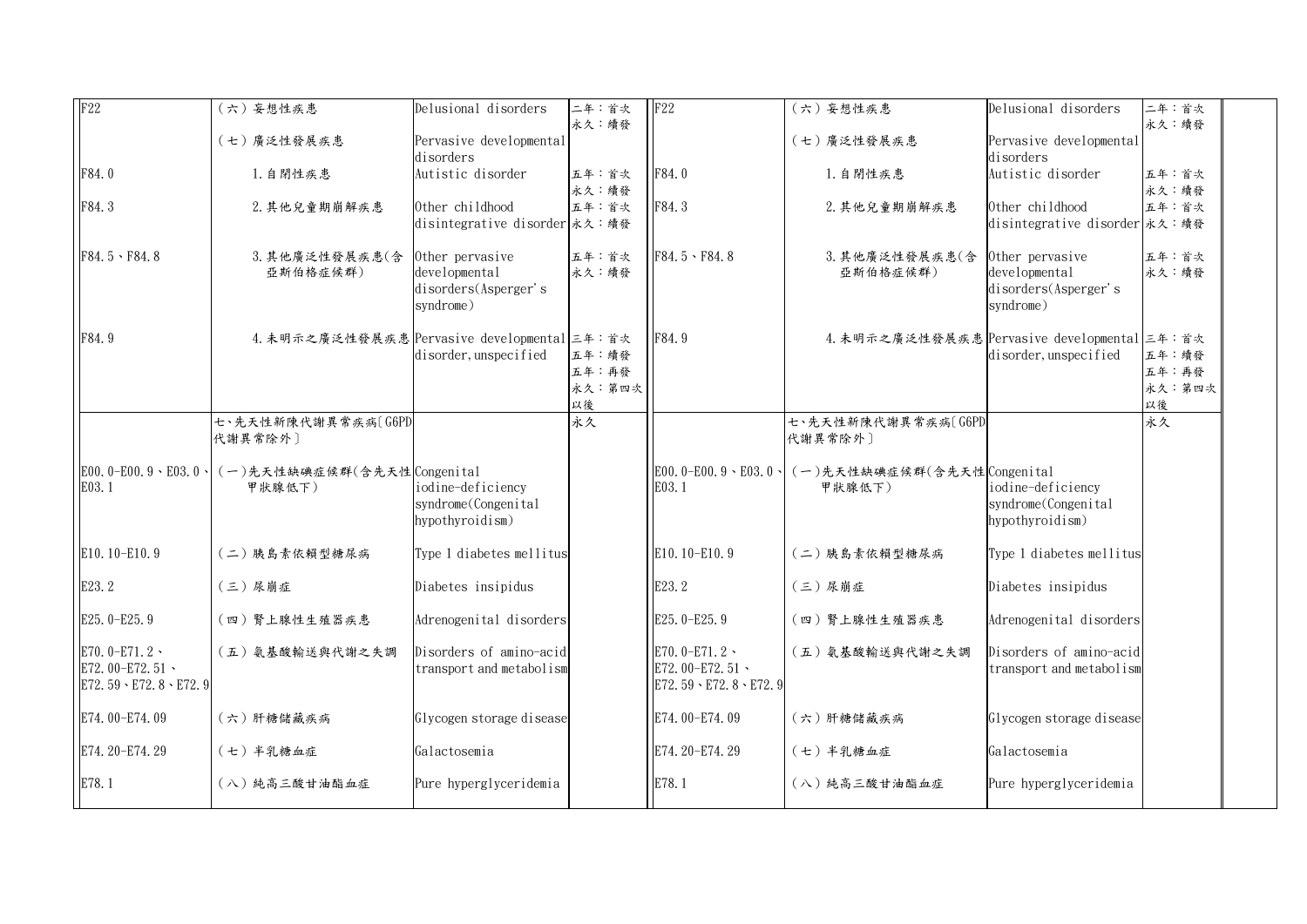| | | | | | | | | |
|---|---|---|---|---|---|---|---|---|
| F22 | (六)妄想性疾患 | Delusional disorders | 二年:首次<br>永久:續發 | F22 | (六)妄想性疾患 | Delusional disorders | 二年:首次<br>永久:續發 | |
| | (七)廣泛性發展疾患 | Pervasive developmental disorders | | | (七)廣泛性發展疾患 | Pervasive developmental disorders | | |
| F84.0 | 1.自閉性疾患 | Autistic disorder | 五年:首次<br>永久:續發 | F84.0 | 1.自閉性疾患 | Autistic disorder | 五年:首次<br>永久:續發 | |
| F84.3 | 2.其他兒童期崩解疾患 | Other childhood disintegrative disorder | 五年:首次<br>永久:續發 | F84.3 | 2.其他兒童期崩解疾患 | Other childhood disintegrative disorder | 五年:首次<br>永久:續發 | |
| F84.5、F84.8 | 3.其他廣泛性發展疾患(含亞斯伯格症候群) | Other pervasive developmental disorders(Asperger's syndrome) | 五年:首次<br>永久:續發 | F84.5、F84.8 | 3.其他廣泛性發展疾患(含亞斯伯格症候群) | Other pervasive developmental disorders(Asperger's syndrome) | 五年:首次<br>永久:續發 | |
| F84.9 | 4.未明示之廣泛性發展疾患 | Pervasive developmental disorder, unspecified | 三年:首次<br>五年:續發<br>五年:再發<br>永久:第四次以後 | F84.9 | 4.未明示之廣泛性發展疾患 | Pervasive developmental disorder, unspecified | 三年:首次<br>五年:續發<br>五年:再發<br>永久:第四次以後 | |
| | 七、先天性新陳代謝異常疾病[G6PD代謝異常除外] | | 永久 | | 七、先天性新陳代謝異常疾病[G6PD代謝異常除外] | | 永久 | |
| E00.0-E00.9、E03.0、E03.1 | (一)先天性缺碘症候群(含先天性甲狀腺低下) | Congenital iodine-deficiency syndrome(Congenital hypothyroidism) | | E00.0-E00.9、E03.0、E03.1 | (一)先天性缺碘症候群(含先天性甲狀腺低下) | Congenital iodine-deficiency syndrome(Congenital hypothyroidism) | | |
| E10.10-E10.9 | (二)胰島素依賴型糖尿病 | Type 1 diabetes mellitus | | E10.10-E10.9 | (二)胰島素依賴型糖尿病 | Type 1 diabetes mellitus | | |
| E23.2 | (三)尿崩症 | Diabetes insipidus | | E23.2 | (三)尿崩症 | Diabetes insipidus | | |
| E25.0-E25.9 | (四)腎上腺性生殖器疾患 | Adrenogenital disorders | | E25.0-E25.9 | (四)腎上腺性生殖器疾患 | Adrenogenital disorders | | |
| E70.0-E71.2、E72.00-E72.51、E72.59、E72.8、E72.9 | (五)氨基酸輸送與代謝之失調 | Disorders of amino-acid transport and metabolism | | E70.0-E71.2、E72.00-E72.51、E72.59、E72.8、E72.9 | (五)氨基酸輸送與代謝之失調 | Disorders of amino-acid transport and metabolism | | |
| E74.00-E74.09 | (六)肝糖儲藏疾病 | Glycogen storage disease | | E74.00-E74.09 | (六)肝糖儲藏疾病 | Glycogen storage disease | | |
| E74.20-E74.29 | (七)半乳糖血症 | Galactosemia | | E74.20-E74.29 | (七)半乳糖血症 | Galactosemia | | |
| E78.1 | (八)純高三酸甘油酯血症 | Pure hyperglyceridemia | | E78.1 | (八)純高三酸甘油酯血症 | Pure hyperglyceridemia | | |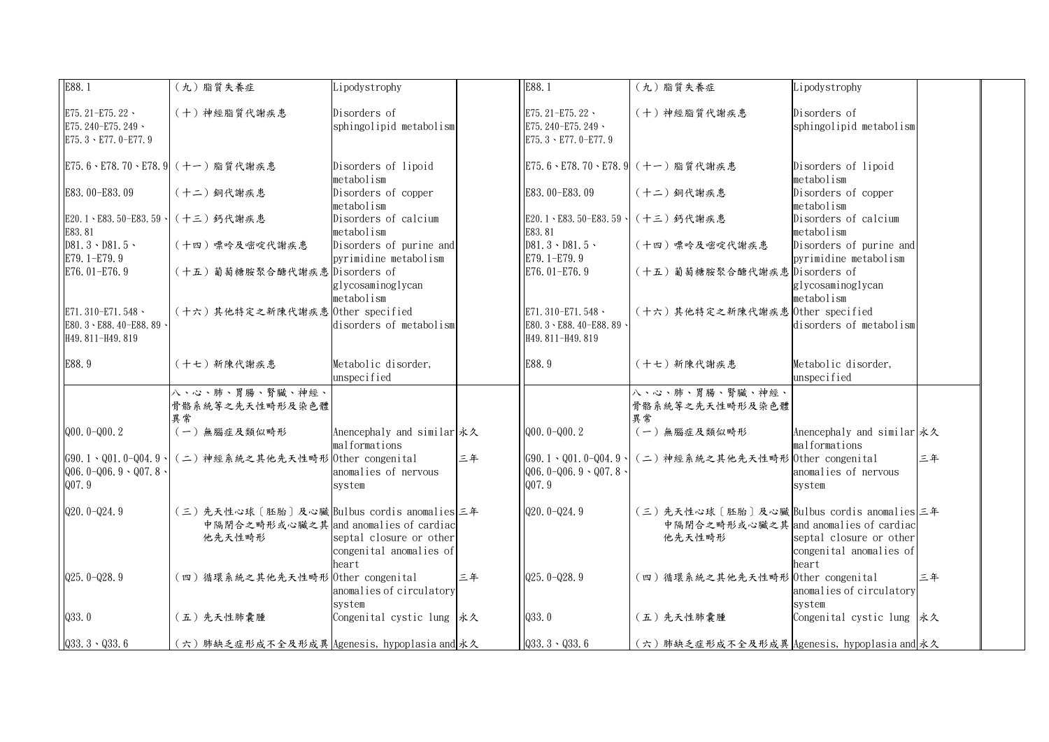| | | | | | | | | |
|---|---|---|---|---|---|---|---|---|
| E88.1 | （九）脂質失養症 | Lipodystrophy | | E88.1 | （九）脂質失養症 | Lipodystrophy | | |
| E75.21-E75.22、E75.240-E75.249、E75.3、E77.0-E77.9 | （十）神經脂質代謝疾患 | Disorders of sphingolipid metabolism | | E75.21-E75.22、E75.240-E75.249、E75.3、E77.0-E77.9 | （十）神經脂質代謝疾患 | Disorders of sphingolipid metabolism | | |
| E75.6、E78.70、E78.9 | （十一）脂質代謝疾患 | Disorders of lipoid metabolism | | E75.6、E78.70、E78.9 | （十一）脂質代謝疾患 | Disorders of lipoid metabolism | | |
| E83.00-E83.09 | （十二）銅代謝疾患 | Disorders of copper metabolism | | E83.00-E83.09 | （十二）銅代謝疾患 | Disorders of copper metabolism | | |
| E20.1、E83.50-E83.59、E83.81 | （十三）鈣代謝疾患 | Disorders of calcium metabolism | | E20.1、E83.50-E83.59、E83.81 | （十三）鈣代謝疾患 | Disorders of calcium metabolism | | |
| D81.3、D81.5、E79.1-E79.9 | （十四）嘌呤及嘧啶代謝疾患 | Disorders of purine and pyrimidine metabolism | | D81.3、D81.5、E79.1-E79.9 | （十四）嘌呤及嘧啶代謝疾患 | Disorders of purine and pyrimidine metabolism | | |
| E76.01-E76.9 | （十五）葡萄糖胺聚合醣代謝疾患 | Disorders of glycosaminoglycan metabolism | | E76.01-E76.9 | （十五）葡萄糖胺聚合醣代謝疾患 | Disorders of glycosaminoglycan metabolism | | |
| E71.310-E71.548、E80.3、E88.40-E88.89、H49.811-H49.819 | （十六）其他特定之新陳代謝疾患 | Other specified disorders of metabolism | | E71.310-E71.548、E80.3、E88.40-E88.89、H49.811-H49.819 | （十六）其他特定之新陳代謝疾患 | Other specified disorders of metabolism | | |
| E88.9 | （十七）新陳代謝疾患 | Metabolic disorder, unspecified | | E88.9 | （十七）新陳代謝疾患 | Metabolic disorder, unspecified | | |
| | 八、心、肺、胃腸、腎臟、神經、骨骼系統等之先天性畸形及染色體異常 | | | | 八、心、肺、胃腸、腎臟、神經、骨骼系統等之先天性畸形及染色體異常 | | | |
| Q00.0-Q00.2 | （一）無腦症及類似畸形 | Anencephaly and similar malformations | 永久 | Q00.0-Q00.2 | （一）無腦症及類似畸形 | Anencephaly and similar malformations | 永久 | |
| G90.1、Q01.0-Q04.9、Q06.0-Q06.9、Q07.8、Q07.9 | （二）神經系統之其他先天性畸形 | Other congenital anomalies of nervous system | 三年 | G90.1、Q01.0-Q04.9、Q06.0-Q06.9、Q07.8、Q07.9 | （二）神經系統之其他先天性畸形 | Other congenital anomalies of nervous system | 三年 | |
| Q20.0-Q24.9 | （三）先天性心球〔胚胎〕及心臟中隔閉合之畸形或心臟之其他先天性畸形 | Bulbus cordis anomalies and anomalies of cardiac septal closure or other congenital anomalies of heart | 三年 | Q20.0-Q24.9 | （三）先天性心球〔胚胎〕及心臟中隔閉合之畸形或心臟之其他先天性畸形 | Bulbus cordis anomalies and anomalies of cardiac septal closure or other congenital anomalies of heart | 三年 | |
| Q25.0-Q28.9 | （四）循環系統之其他先天性畸形 | Other congenital anomalies of circulatory system | 三年 | Q25.0-Q28.9 | （四）循環系統之其他先天性畸形 | Other congenital anomalies of circulatory system | 三年 | |
| Q33.0 | （五）先天性肺囊腫 | Congenital cystic lung | 永久 | Q33.0 | （五）先天性肺囊腫 | Congenital cystic lung | 永久 | |
| Q33.3、Q33.6 | （六）肺缺乏症形成不全及形成異 | Agenesis, hypoplasia and | 永久 | Q33.3、Q33.6 | （六）肺缺乏症形成不全及形成異 | Agenesis, hypoplasia and | 永久 | |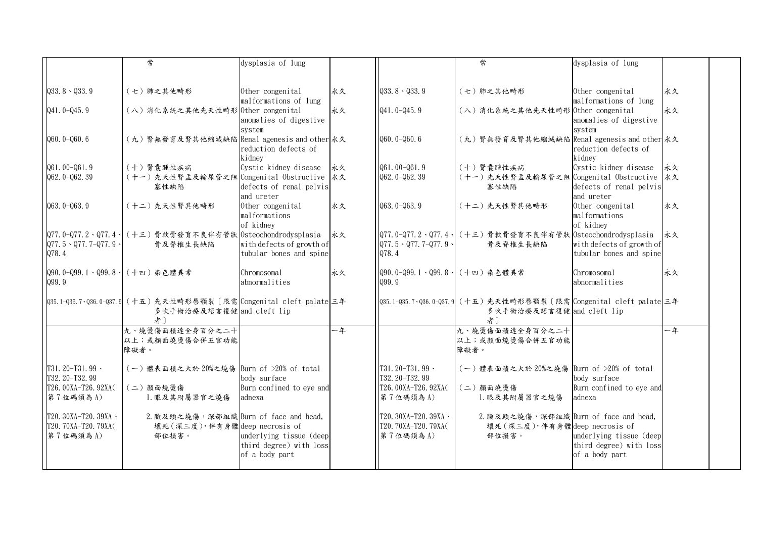| | | | | | | | |
|---|---|---|---|---|---|---|---|
| | 常 | dysplasia of lung | | | 常 | dysplasia of lung | |
| Q33.8、Q33.9 | (七)肺之其他畸形 | Other congenital malformations of lung | 永久 | Q33.8、Q33.9 | (七)肺之其他畸形 | Other congenital malformations of lung | 永久 |
| Q41.0-Q45.9 | (八)消化系統之其他先天性畸形 | Other congenital anomalies of digestive system | 永久 | Q41.0-Q45.9 | (八)消化系統之其他先天性畸形 | Other congenital anomalies of digestive system | 永久 |
| Q60.0-Q60.6 | (九)腎無發育及腎其他縮減缺陷 | Renal agenesis and other reduction defects of kidney | 永久 | Q60.0-Q60.6 | (九)腎無發育及腎其他縮減缺陷 | Renal agenesis and other reduction defects of kidney | 永久 |
| Q61.00-Q61.9 | (十)腎囊腫性疾病 | Cystic kidney disease | 永久 | Q61.00-Q61.9 | (十)腎囊腫性疾病 | Cystic kidney disease | 永久 |
| Q62.0-Q62.39 | (十一)先天性腎盂及輸尿管之阻塞性缺陷 | Congenital Obstructive defects of renal pelvis and ureter | 永久 | Q62.0-Q62.39 | (十一)先天性腎盂及輸尿管之阻塞性缺陷 | Congenital Obstructive defects of renal pelvis and ureter | 永久 |
| Q63.0-Q63.9 | (十二)先天性腎其他畸形 | Other congenital malformations of kidney | 永久 | Q63.0-Q63.9 | (十二)先天性腎其他畸形 | Other congenital malformations of kidney | 永久 |
| Q77.0-Q77.2、Q77.4、Q77.5、Q77.7-Q77.9、Q78.4 | (十三)骨軟骨發育不良伴有管狀骨及脊椎生長缺陷 | Osteochondrodysplasia with defects of growth of tubular bones and spine | 永久 | Q77.0-Q77.2、Q77.4、Q77.5、Q77.7-Q77.9、Q78.4 | (十三)骨軟骨發育不良伴有管狀骨及脊椎生長缺陷 | Osteochondrodysplasia with defects of growth of tubular bones and spine | 永久 |
| Q90.0-Q99.1、Q99.8、Q99.9 | (十四)染色體異常 | Chromosomal abnormalities | 永久 | Q90.0-Q99.1、Q99.8、Q99.9 | (十四)染色體異常 | Chromosomal abnormalities | 永久 |
| Q35.1-Q35.7、Q36.0-Q37.9 | (十五)先天性畸形唇顎裂〔限需多次手術治療及語言復健者〕 | Congenital cleft palate and cleft lip | 三年 | Q35.1-Q35.7、Q36.0-Q37.9 | (十五)先天性畸形唇顎裂〔限需多次手術治療及語言復健者〕 | Congenital cleft palate and cleft lip | 三年 |
| | 九、燒燙傷面積達全身百分之二十以上;或顏面燒燙傷合併五官功能障礙者。 | | 一年 | | 九、燒燙傷面積達全身百分之二十以上;或顏面燒燙傷合併五官功能障礙者。 | | 一年 |
| T31.20-T31.99、T32.20-T32.99 | (一)體表面積之大於20%之燒傷 | Burn of >20% of total body surface | | T31.20-T31.99、T32.20-T32.99 | (一)體表面積之大於20%之燒傷 | Burn of >20% of total body surface | |
| T26.00XA-T26.92XA(第7位碼須為A) | (二)顏面燒燙傷<br>1.眼及其附屬器官之燒傷 | Burn confined to eye and adnexa | | T26.00XA-T26.92XA(第7位碼須為A) | (二)顏面燒燙傷<br>1.眼及其附屬器官之燒傷 | Burn confined to eye and adnexa | |
| T20.30XA-T20.39XA、T20.70XA-T20.79XA(第7位碼須為A) | 2.臉及頭之燒傷,深部組織壞死(深三度),伴有身體部位損害。 | Burn of face and head, deep necrosis of underlying tissue (deep third degree) with loss of a body part | | T20.30XA-T20.39XA、T20.70XA-T20.79XA(第7位碼須為A) | 2.臉及頭之燒傷,深部組織壞死(深三度),伴有身體部位損害。 | Burn of face and head, deep necrosis of underlying tissue (deep third degree) with loss of a body part | |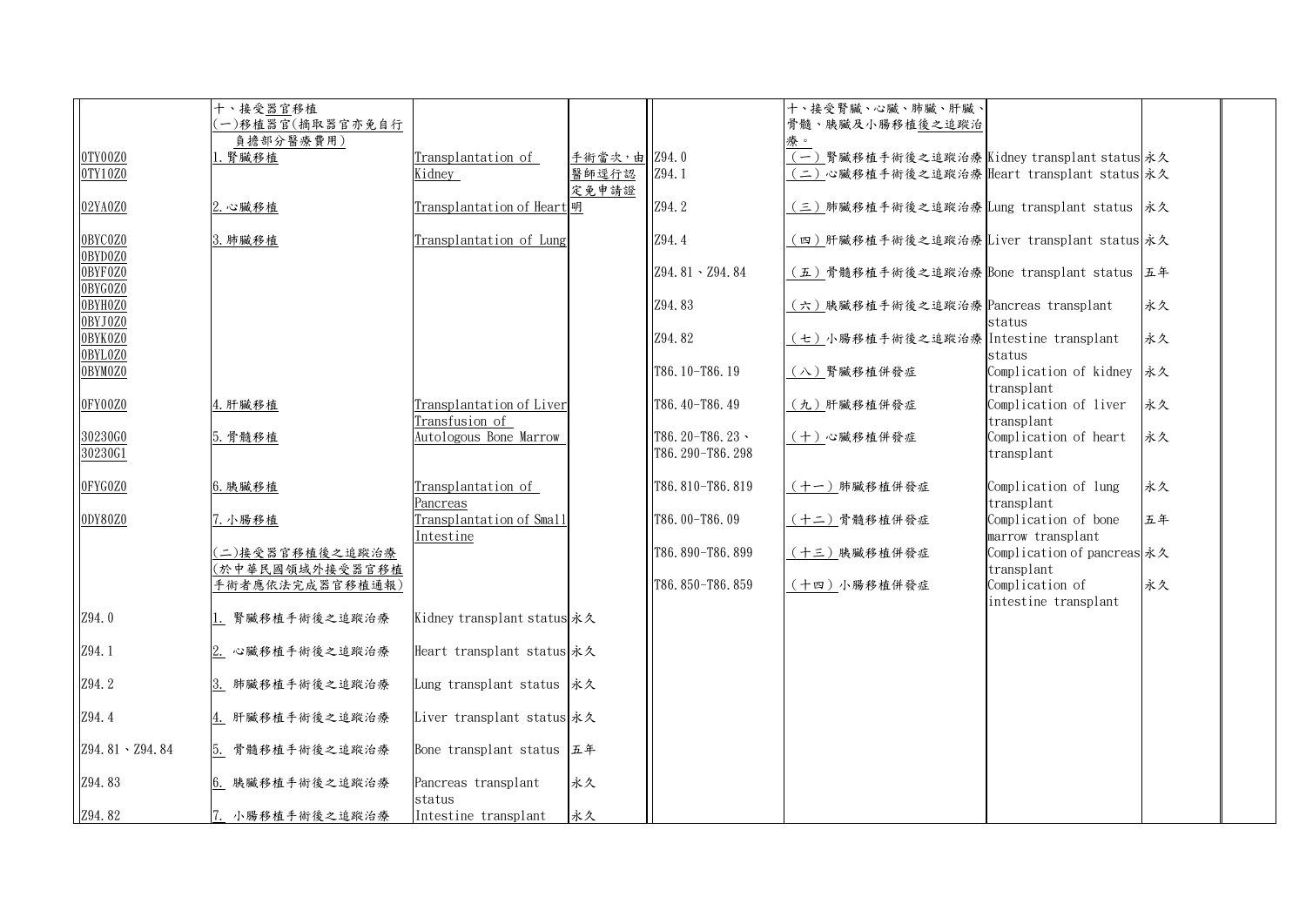| | | | | | | | | |
|---|---|---|---|---|---|---|---|---|
| | 十、接受器官移植<br>(一)移植器官(摘取器官亦免自行負擔部分醫療費用) | | | | 十、接受腎臟、心臟、肺臟、肝臟、骨髓、胰臟及小腸移植後之追蹤治療。 | | | |
| 0TY00Z0<br>0TY10Z0 | 1.腎臟移植 | Transplantation of Kidney | 手術當次，由醫師逕行認定免申請證明 | Z94.0<br>Z94.1 | (一)腎臟移植手術後之追蹤治療<br>(二)心臟移植手術後之追蹤治療 | Kidney transplant status<br>Heart transplant status | 永久<br>永久 | |
| 02YA0Z0 | 2.心臟移植 | Transplantation of Heart | | Z94.2 | (三)肺臟移植手術後之追蹤治療 | Lung transplant status | 永久 | |
| 0BYC0Z0<br>0BYD0Z0 | 3.肺臟移植 | Transplantation of Lung | | Z94.4 | (四)肝臟移植手術後之追蹤治療 | Liver transplant status | 永久 | |
| 0BYF0Z0<br>0BYG0Z0 | | | | Z94.81、Z94.84 | (五)骨髓移植手術後之追蹤治療 | Bone transplant status | 五年 | |
| 0BYH0Z0<br>0BYJ0Z0 | | | | Z94.83 | (六)胰臟移植手術後之追蹤治療 | Pancreas transplant status | 永久 | |
| 0BYK0Z0<br>0BYL0Z0 | | | | Z94.82 | (七)小腸移植手術後之追蹤治療 | Intestine transplant status | 永久 | |
| 0BYM0Z0 | | | | T86.10-T86.19 | (八)腎臟移植併發症 | Complication of kidney transplant | 永久 | |
| 0FY00Z0 | 4.肝臟移植 | Transplantation of Liver | | T86.40-T86.49 | (九)肝臟移植併發症 | Complication of liver transplant | 永久 | |
| 30230G0<br>30230G1 | 5.骨髓移植 | Transfusion of Autologous Bone Marrow | | T86.20-T86.23、T86.290-T86.298 | (十)心臟移植併發症 | Complication of heart transplant | 永久 | |
| 0FYG0Z0 | 6.胰臟移植 | Transplantation of Pancreas | | T86.810-T86.819 | (十一)肺臟移植併發症 | Complication of lung transplant | 永久 | |
| 0DY80Z0 | 7.小腸移植 | Transplantation of Small Intestine | | T86.00-T86.09 | (十二)骨髓移植併發症 | Complication of bone marrow transplant | 五年 | |
| | (二)接受器官移植後之追蹤治療(於中華民國領域外接受器官移植手術者應依法完成器官移植通報) | | | T86.890-T86.899 | (十三)胰臟移植併發症 | Complication of pancreas transplant | 永久 | |
| | | | | T86.850-T86.859 | (十四)小腸移植併發症 | Complication of intestine transplant | 永久 | |
| Z94.0 | 1. 腎臟移植手術後之追蹤治療 | Kidney transplant status | 永久 | | | | | |
| Z94.1 | 2. 心臟移植手術後之追蹤治療 | Heart transplant status | 永久 | | | | | |
| Z94.2 | 3. 肺臟移植手術後之追蹤治療 | Lung transplant status | 永久 | | | | | |
| Z94.4 | 4. 肝臟移植手術後之追蹤治療 | Liver transplant status | 永久 | | | | | |
| Z94.81、Z94.84 | 5. 骨髓移植手術後之追蹤治療 | Bone transplant status | 五年 | | | | | |
| Z94.83 | 6. 胰臟移植手術後之追蹤治療 | Pancreas transplant status | 永久 | | | | | |
| Z94.82 | 7. 小腸移植手術後之追蹤治療 | Intestine transplant | 永久 | | | | | |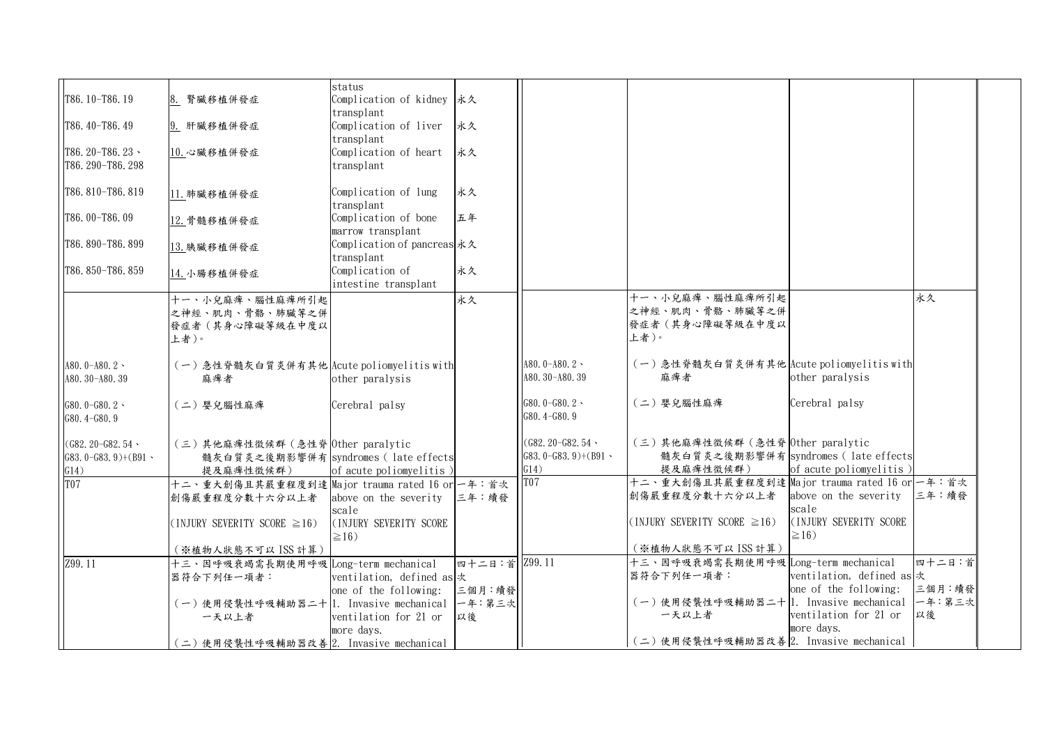| | | | | | | | |
|---|---|---|---|---|---|---|---|
| | | status | | | | | |
| T86.10-T86.19 | 8. 腎臟移植併發症 | Complication of kidney transplant | 永久 | | | | |
| T86.40-T86.49 | 9. 肝臟移植併發症 | Complication of liver transplant | 永久 | | | | |
| T86.20-T86.23、T86.290-T86.298 | 10.心臟移植併發症 | Complication of heart transplant | 永久 | | | | |
| T86.810-T86.819 | 11.肺臟移植併發症 | Complication of lung transplant | 永久 | | | | |
| T86.00-T86.09 | 12.骨髓移植併發症 | Complication of bone marrow transplant | 五年 | | | | |
| T86.890-T86.899 | 13.胰臟移植併發症 | Complication of pancreas transplant | 永久 | | | | |
| T86.850-T86.859 | 14.小腸移植併發症 | Complication of intestine transplant | 永久 | | | | |
| | 十一、小兒麻痺、腦性麻痺所引起之神經、肌肉、骨骼、肺臟等之併發症者（其身心障礙等級在中度以上者）。 | | 永久 | | 十一、小兒麻痺、腦性麻痺所引起之神經、肌肉、骨骼、肺臟等之併發症者（其身心障礙等級在中度以上者）。 | | 永久 |
| A80.0-A80.2、A80.30-A80.39 | （一）急性脊髓灰白質炎併有其他麻痺者 | Acute poliomyelitis with other paralysis | | A80.0-A80.2、A80.30-A80.39 | （一）急性脊髓灰白質炎併有其他麻痺者 | Acute poliomyelitis with other paralysis | |
| G80.0-G80.2、G80.4-G80.9 | （二）嬰兒腦性麻痺 | Cerebral palsy | | G80.0-G80.2、G80.4-G80.9 | （二）嬰兒腦性麻痺 | Cerebral palsy | |
| (G82.20-G82.54、G83.0-G83.9)+(B91、G14) | （三）其他麻痺性徵候群（急性脊髓灰白質炎之後期影響併有提及麻痺性徵候群） | Other paralytic syndromes ( late effects of acute poliomyelitis ) | | (G82.20-G82.54、G83.0-G83.9)+(B91、G14) | （三）其他麻痺性徵候群（急性脊髓灰白質炎之後期影響併有提及麻痺性徵候群） | Other paralytic syndromes ( late effects of acute poliomyelitis ) | |
| T07 | 十二、重大創傷且其嚴重程度到達創傷嚴重程度分數十六分以上者<br>(INJURY SEVERITY SCORE ≧16)<br>（※植物人狀態不可以 ISS 計算） | Major trauma rated 16 or above on the severity scale<br>(INJURY SEVERITY SCORE ≧16) | 一年：首次<br>三年：續發 | T07 | 十二、重大創傷且其嚴重程度到達創傷嚴重程度分數十六分以上者<br>(INJURY SEVERITY SCORE ≧16)<br>（※植物人狀態不可以 ISS 計算） | Major trauma rated 16 or above on the severity scale<br>(INJURY SEVERITY SCORE ≧16) | 一年：首次<br>三年：續發 |
| Z99.11 | 十三、因呼吸衰竭需長期使用呼吸器符合下列任一項者：<br>（一）使用侵襲性呼吸輔助器二十一天以上者<br>（二）使用侵襲性呼吸輔助器改善 | Long-term mechanical ventilation, defined as one of the following:<br>1. Invasive mechanical ventilation for 21 or more days.<br>2. Invasive mechanical | 四十二日：首次<br>三個月：續發<br>一年：第三次以後 | Z99.11 | 十三、因呼吸衰竭需長期使用呼吸器符合下列任一項者：<br>（一）使用侵襲性呼吸輔助器二十一天以上者<br>（二）使用侵襲性呼吸輔助器改善 | Long-term mechanical ventilation, defined as one of the following:<br>1. Invasive mechanical ventilation for 21 or more days.<br>2. Invasive mechanical | 四十二日：首次<br>三個月：續發<br>一年：第三次以後 |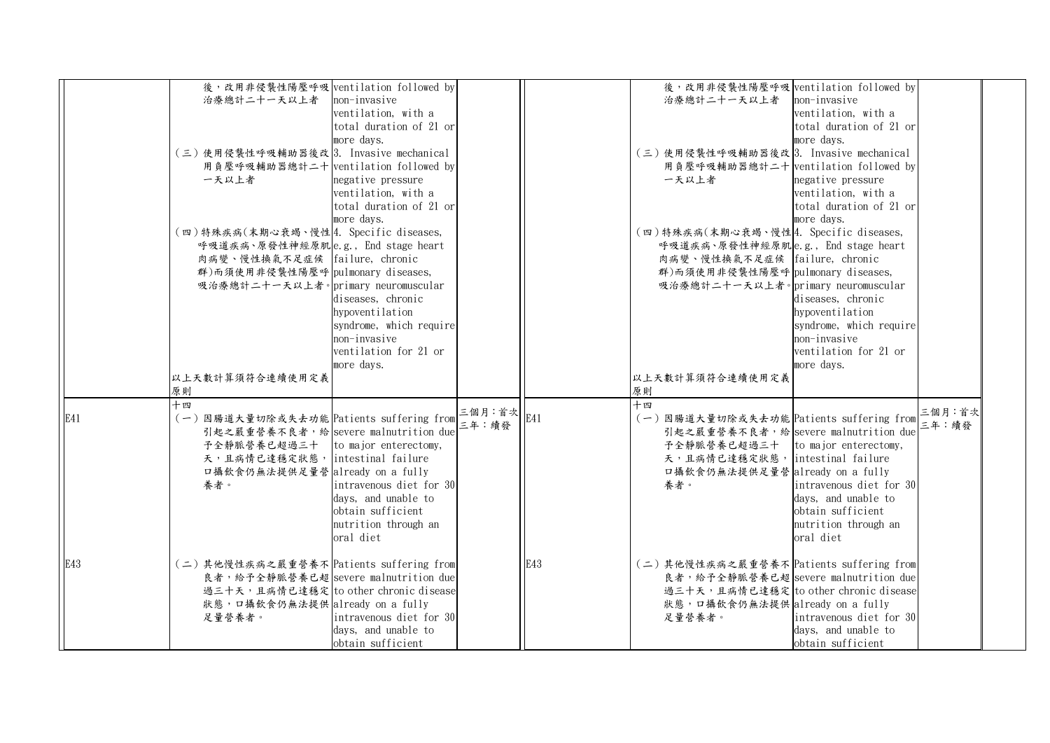| | | | | | | | | | |
|---|---|---|---|---|---|---|---|---|---|
| | 後，改用非侵襲性陽壓呼吸治療總計二十一天以上者 | ventilation followed by non-invasive ventilation, with a total duration of 21 or more days. | | | | 後，改用非侵襲性陽壓呼吸治療總計二十一天以上者 | ventilation followed by non-invasive ventilation, with a total duration of 21 or more days. | | |
| | (三) 使用侵襲性呼吸輔助器後改用負壓呼吸輔助器總計二十一天以上者 | 3. Invasive mechanical ventilation followed by negative pressure ventilation, with a total duration of 21 or more days. | | | | (三) 使用侵襲性呼吸輔助器後改用負壓呼吸輔助器總計二十一天以上者 | 3. Invasive mechanical ventilation followed by negative pressure ventilation, with a total duration of 21 or more days. | | |
| | (四) 特殊疾病(末期心衰竭、慢性呼吸道疾病、原發性神經原肌肉病變、慢性換氣不足症候群)而須使用非侵襲性陽壓呼吸治療總計二十一天以上者。 | 4. Specific diseases, e.g., End stage heart failure, chronic pulmonary diseases, primary neuromuscular diseases, chronic hypoventilation syndrome, which require non-invasive ventilation for 21 or more days. | | | | (四) 特殊疾病(末期心衰竭、慢性呼吸道疾病、原發性神經原肌肉病變、慢性換氣不足症候群)而須使用非侵襲性陽壓呼吸治療總計二十一天以上者。 | 4. Specific diseases, e.g., End stage heart failure, chronic pulmonary diseases, primary neuromuscular diseases, chronic hypoventilation syndrome, which require non-invasive ventilation for 21 or more days. | | |
| | 以上天數計算須符合連續使用定義原則 | | | | | 以上天數計算須符合連續使用定義原則 | | | |
| E41 | 十四<br>(一) 因腸道大量切除或失去功能引起之嚴重營養不良者，給予全靜脈營養已超過三十天，且病情已達穩定狀態，口攝飲食仍無法提供足量營養者。 | Patients suffering from severe malnutrition due to major enterectomy, intestinal failure already on a fully intravenous diet for 30 days, and unable to obtain sufficient nutrition through an oral diet | 三個月：首次<br>三年：續發 | | E41 | 十四<br>(一) 因腸道大量切除或失去功能引起之嚴重營養不良者，給予全靜脈營養已超過三十天，且病情已達穩定狀態，口攝飲食仍無法提供足量營養者。 | Patients suffering from severe malnutrition due to major enterectomy, intestinal failure already on a fully intravenous diet for 30 days, and unable to obtain sufficient nutrition through an oral diet | 三個月：首次<br>三年：續發 | |
| E43 | (二) 其他慢性疾病之嚴重營養不良者，給予全靜脈營養已超過三十天，且病情已達穩定狀態，口攝飲食仍無法提供足量營養者。 | Patients suffering from severe malnutrition due to other chronic disease already on a fully intravenous diet for 30 days, and unable to obtain sufficient | | | E43 | (二) 其他慢性疾病之嚴重營養不良者，給予全靜脈營養已超過三十天，且病情已達穩定狀態，口攝飲食仍無法提供足量營養者。 | Patients suffering from severe malnutrition due to other chronic disease already on a fully intravenous diet for 30 days, and unable to obtain sufficient | | |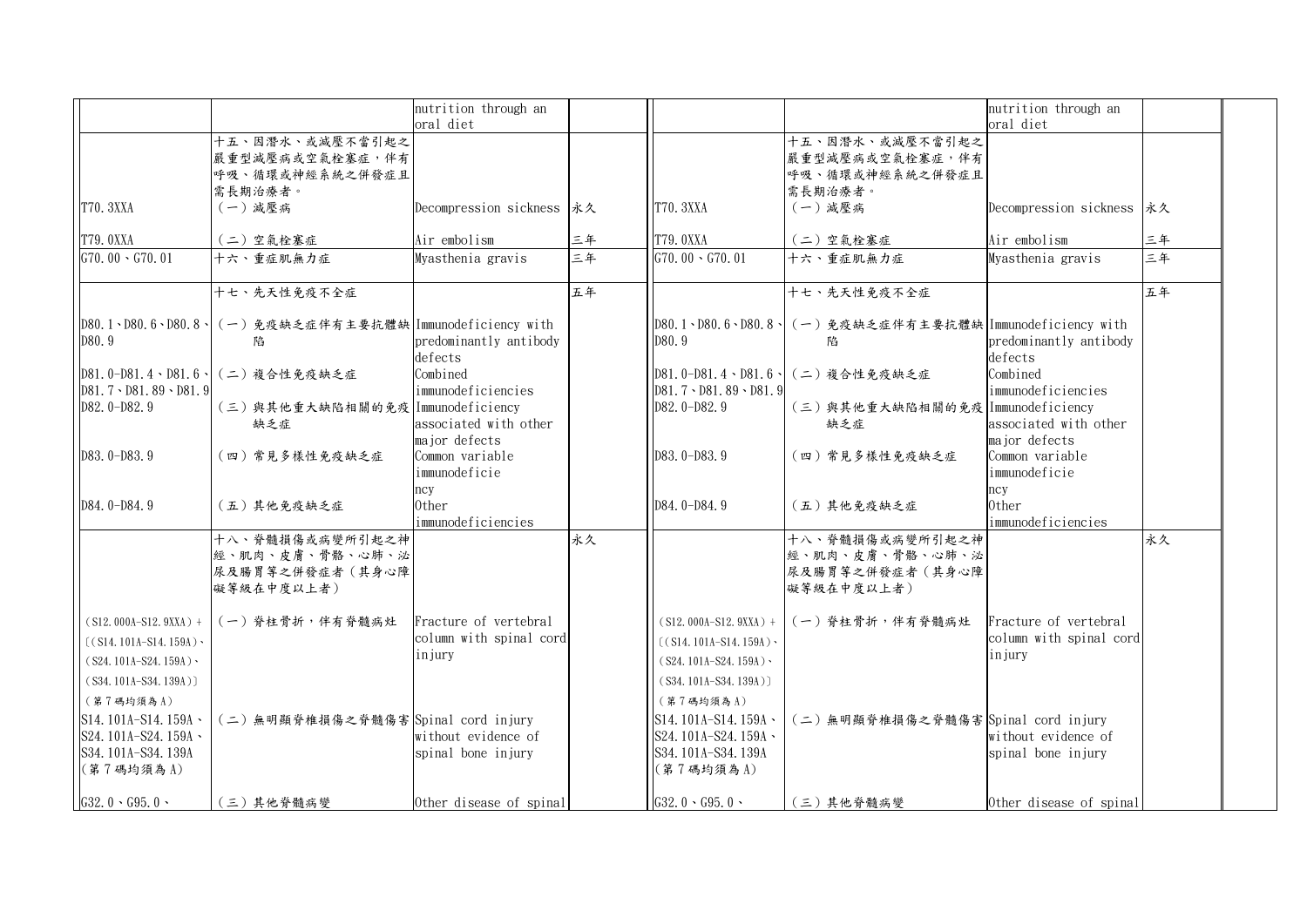| | | | | | | | |
|---|---|---|---|---|---|---|---|
| | | nutrition through an oral diet | | | | nutrition through an oral diet | |
| | 十五、因潛水、或減壓不當引起之嚴重型減壓病或空氣栓塞症，伴有呼吸、循環或神經系統之併發症且需長期治療者。 | | | | 十五、因潛水、或減壓不當引起之嚴重型減壓病或空氣栓塞症，伴有呼吸、循環或神經系統之併發症且需長期治療者。 | | |
| T70.3XXA | （一）減壓病 | Decompression sickness | 永久 | T70.3XXA | （一）減壓病 | Decompression sickness | 永久 |
| T79.0XXA | （二）空氣栓塞症 | Air embolism | 三年 | T79.0XXA | （二）空氣栓塞症 | Air embolism | 三年 |
| G70.00、G70.01 | 十六、重症肌無力症 | Myasthenia gravis | 三年 | G70.00、G70.01 | 十六、重症肌無力症 | Myasthenia gravis | 三年 |
| | 十七、先天性免疫不全症 | | 五年 | | 十七、先天性免疫不全症 | | 五年 |
| D80.1、D80.6、D80.8、D80.9 | （一）免疫缺乏症伴有主要抗體缺陷 | Immunodeficiency with predominantly antibody defects | | D80.1、D80.6、D80.8、D80.9 | （一）免疫缺乏症伴有主要抗體缺陷 | Immunodeficiency with predominantly antibody defects | |
| D81.0-D81.4、D81.6、D81.7、D81.89、D81.9 | （二）複合性免疫缺乏症 | Combined immunodeficiencies | | D81.0-D81.4、D81.6、D81.7、D81.89、D81.9 | （二）複合性免疫缺乏症 | Combined immunodeficiencies | |
| D82.0-D82.9 | （三）與其他重大缺陷相關的免疫缺乏症 | Immunodeficiency associated with other major defects | | D82.0-D82.9 | （三）與其他重大缺陷相關的免疫缺乏症 | Immunodeficiency associated with other major defects | |
| D83.0-D83.9 | （四）常見多樣性免疫缺乏症 | Common variable immunodeficiency | | D83.0-D83.9 | （四）常見多樣性免疫缺乏症 | Common variable immunodeficiency | |
| D84.0-D84.9 | （五）其他免疫缺乏症 | Other immunodeficiencies | | D84.0-D84.9 | （五）其他免疫缺乏症 | Other immunodeficiencies | |
| | 十八、脊髓損傷或病變所引起之神經、肌肉、皮膚、骨骼、心肺、泌尿及腸胃等之併發症者（其身心障礙等級在中度以上者） | | 永久 | | 十八、脊髓損傷或病變所引起之神經、肌肉、皮膚、骨骼、心肺、泌尿及腸胃等之併發症者（其身心障礙等級在中度以上者） | | 永久 |
| (S12.000A-S12.9XXA)+〔(S14.101A-S14.159A)、(S24.101A-S24.159A)、(S34.101A-S34.139A)〕（第7碼均須為A） | （一）脊柱骨折，伴有脊髓病灶 | Fracture of vertebral column with spinal cord injury | | (S12.000A-S12.9XXA)+〔(S14.101A-S14.159A)、(S24.101A-S24.159A)、(S34.101A-S34.139A)〕（第7碼均須為A） | （一）脊柱骨折，伴有脊髓病灶 | Fracture of vertebral column with spinal cord injury | |
| S14.101A-S14.159A、S24.101A-S24.159A、S34.101A-S34.139A（第7碼均須為A） | （二）無明顯脊椎損傷之脊髓傷害 | Spinal cord injury without evidence of spinal bone injury | | S14.101A-S14.159A、S24.101A-S24.159A、S34.101A-S34.139A（第7碼均須為A） | （二）無明顯脊椎損傷之脊髓傷害 | Spinal cord injury without evidence of spinal bone injury | |
| G32.0、G95.0、 | （三）其他脊髓病變 | Other disease of spinal | | G32.0、G95.0、 | （三）其他脊髓病變 | Other disease of spinal | |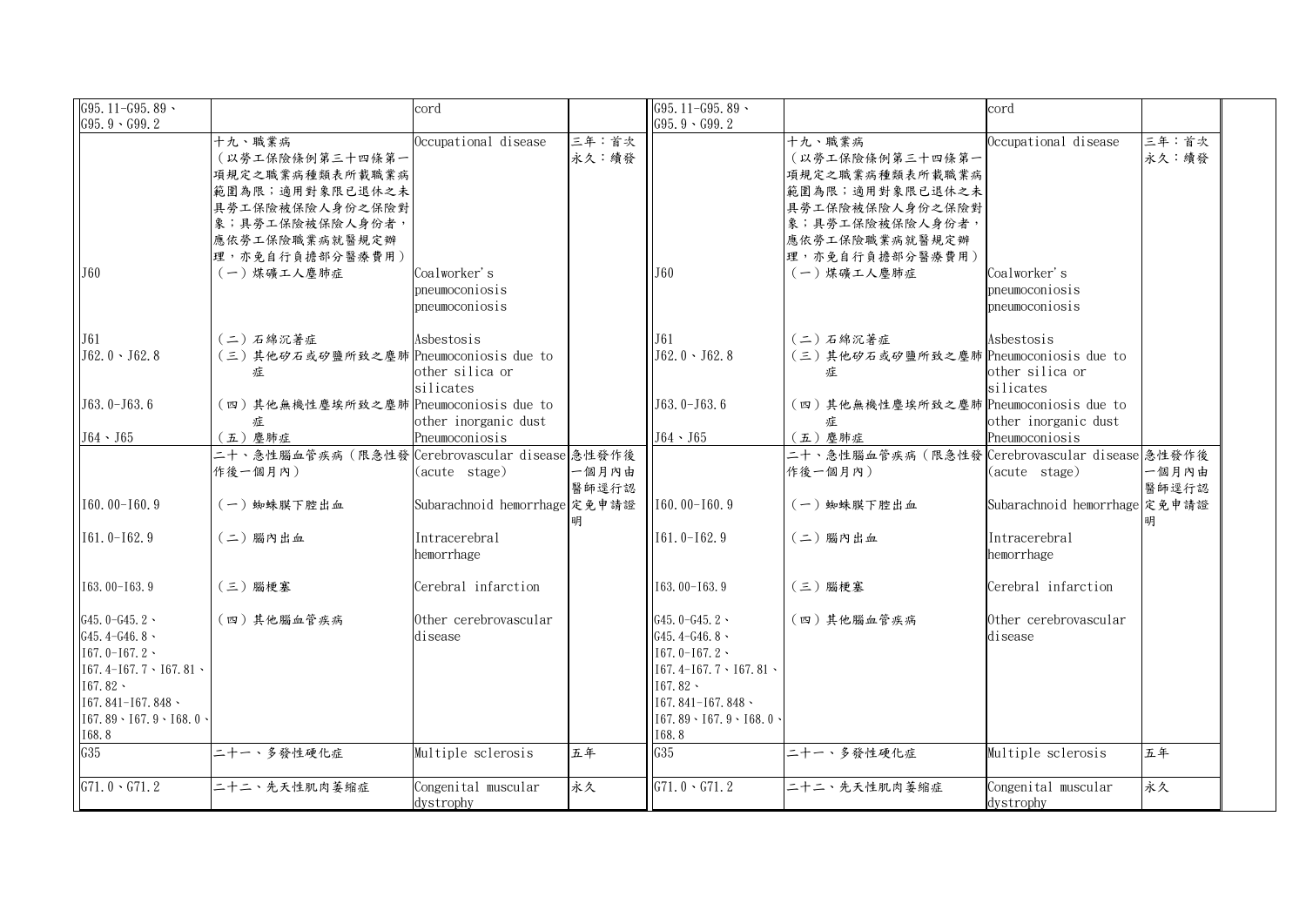| | | | | | | | |
|---|---|---|---|---|---|---|---|
| G95.11-G95.89、G95.9、G99.2 | | cord | | G95.11-G95.89、G95.9、G99.2 | | cord | |
| | 十九、職業病（以勞工保險條例第三十四條第一項規定之職業病種類表所載職業病範圍為限；適用對象限已退休之未具勞工保險被保險人身份之保險對象；具勞工保險被保險人身份者，應依勞工保險職業病就醫規定辦理，亦免自行負擔部分醫療費用） | Occupational disease | 三年：首次永久：續發 | | 十九、職業病（以勞工保險條例第三十四條第一項規定之職業病種類表所載職業病範圍為限；適用對象限已退休之未具勞工保險被保險人身份之保險對象；具勞工保險被保險人身份者，應依勞工保險職業病就醫規定辦理，亦免自行負擔部分醫療費用） | Occupational disease | 三年：首次永久：續發 |
| J60 | （一）煤礦工人塵肺症 | Coalworker's pneumoconiosis pneumoconiosis | | J60 | （一）煤礦工人塵肺症 | Coalworker's pneumoconiosis pneumoconiosis | |
| J61 | （二）石綿沉著症 | Asbestosis | | J61 | （二）石綿沉著症 | Asbestosis | |
| J62.0、J62.8 | （三）其他矽石或矽鹽所致之塵肺症 | Pneumoconiosis due to other silica or silicates | | J62.0、J62.8 | （三）其他矽石或矽鹽所致之塵肺症 | Pneumoconiosis due to other silica or silicates | |
| J63.0-J63.6 | （四）其他無機性塵埃所致之塵肺症 | Pneumoconiosis due to other inorganic dust | | J63.0-J63.6 | （四）其他無機性塵埃所致之塵肺症 | Pneumoconiosis due to other inorganic dust | |
| J64、J65 | （五）塵肺症 | Pneumoconiosis | | J64、J65 | （五）塵肺症 | Pneumoconiosis | |
| | 二十、急性腦血管疾病（限急性發作後一個月內） | Cerebrovascular disease (acute stage) | 急性發作後一個月內由醫師逕行認定免申請證明 | | 二十、急性腦血管疾病（限急性發作後一個月內） | Cerebrovascular disease (acute stage) | 急性發作後一個月內由醫師逕行認定免申請證明 |
| I60.00-I60.9 | （一）蜘蛛膜下腔出血 | Subarachnoid hemorrhage | | I60.00-I60.9 | （一）蜘蛛膜下腔出血 | Subarachnoid hemorrhage | |
| I61.0-I62.9 | （二）腦內出血 | Intracerebral hemorrhage | | I61.0-I62.9 | （二）腦內出血 | Intracerebral hemorrhage | |
| I63.00-I63.9 | （三）腦梗塞 | Cerebral infarction | | I63.00-I63.9 | （三）腦梗塞 | Cerebral infarction | |
| G45.0-G45.2、G45.4-G46.8、I67.0-I67.2、I67.4-I67.7、I67.81、I67.82、I67.841-I67.848、I67.89、I67.9、I68.0、I68.8 | （四）其他腦血管疾病 | Other cerebrovascular disease | | G45.0-G45.2、G45.4-G46.8、I67.0-I67.2、I67.4-I67.7、I67.81、I67.82、I67.841-I67.848、I67.89、I67.9、I68.0、I68.8 | （四）其他腦血管疾病 | Other cerebrovascular disease | |
| G35 | 二十一、多發性硬化症 | Multiple sclerosis | 五年 | G35 | 二十一、多發性硬化症 | Multiple sclerosis | 五年 |
| G71.0、G71.2 | 二十二、先天性肌肉萎縮症 | Congenital muscular dystrophy | 永久 | G71.0、G71.2 | 二十二、先天性肌肉萎縮症 | Congenital muscular dystrophy | 永久 |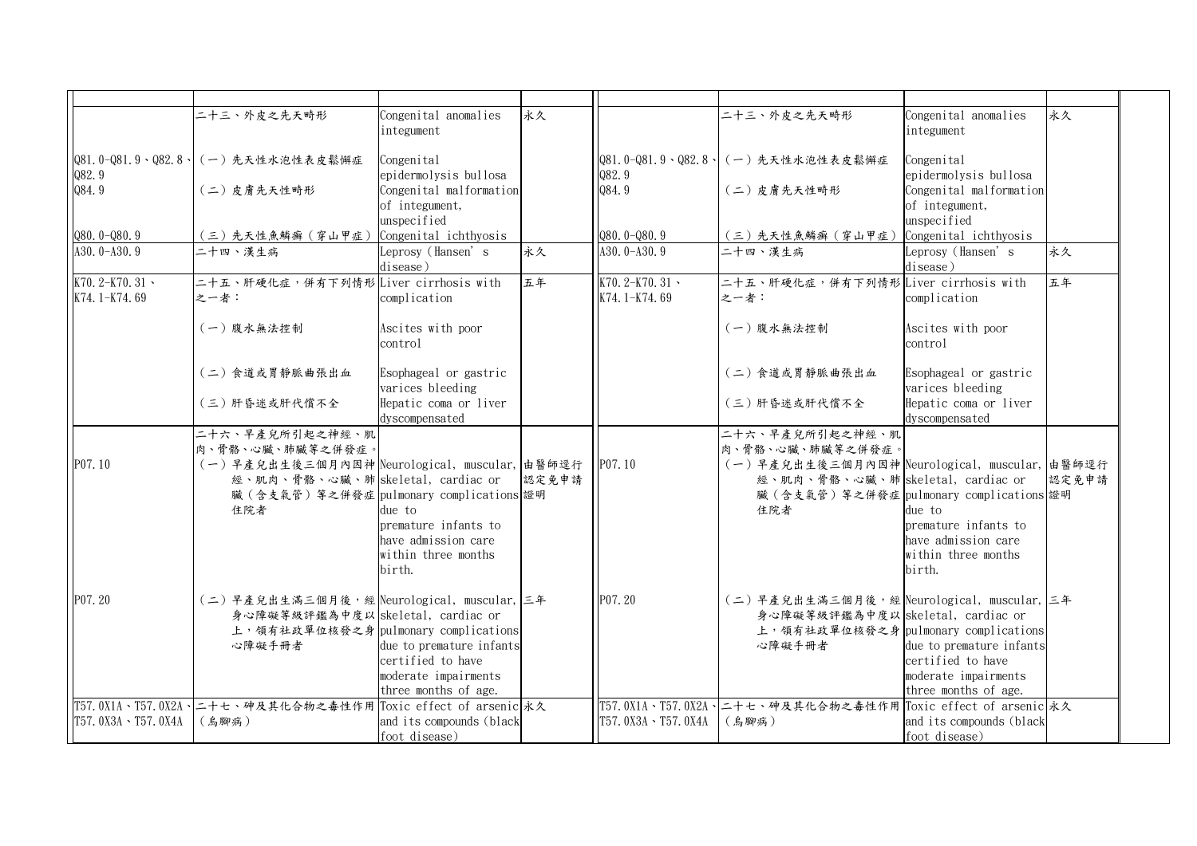| | | | | | | | |
|---|---|---|---|---|---|---|---|
| | 二十三、外皮之先天畸形 | Congenital anomalies integument | 永久 | | 二十三、外皮之先天畸形 | Congenital anomalies integument | 永久 |
| Q81.0-Q81.9、Q82.8、Q82.9 | (一)先天性水泡性表皮鬆懈症 | Congenital epidermolysis bullosa | | Q81.0-Q81.9、Q82.8、Q82.9 | (一)先天性水泡性表皮鬆懈症 | Congenital epidermolysis bullosa | |
| Q84.9 | (二)皮膚先天性畸形 | Congenital malformation of integument, unspecified | | Q84.9 | (二)皮膚先天性畸形 | Congenital malformation of integument, unspecified | |
| Q80.0-Q80.9 | (三)先天性魚鱗癬(穿山甲症) | Congenital ichthyosis | | Q80.0-Q80.9 | (三)先天性魚鱗癬(穿山甲症) | Congenital ichthyosis | |
| A30.0-A30.9 | 二十四、漢生病 | Leprosy(Hansen' s disease) | 永久 | A30.0-A30.9 | 二十四、漢生病 | Leprosy(Hansen' s disease) | 永久 |
| K70.2-K70.31、K74.1-K74.69 | 二十五、肝硬化症,併有下列情形之一者: | Liver cirrhosis with complication | 五年 | K70.2-K70.31、K74.1-K74.69 | 二十五、肝硬化症,併有下列情形之一者: | Liver cirrhosis with complication | 五年 |
| | (一)腹水無法控制 | Ascites with poor control | | | (一)腹水無法控制 | Ascites with poor control | |
| | (二)食道或胃靜脈曲張出血 | Esophageal or gastric varices bleeding | | | (二)食道或胃靜脈曲張出血 | Esophageal or gastric varices bleeding | |
| | (三)肝昏迷或肝代償不全 | Hepatic coma or liver dyscompensated | | | (三)肝昏迷或肝代償不全 | Hepatic coma or liver dyscompensated | |
| | 二十六、早產兒所引起之神經、肌肉、骨骼、心臟、肺臟等之併發症。 | | | | 二十六、早產兒所引起之神經、肌肉、骨骼、心臟、肺臟等之併發症。 | | |
| P07.10 | (一)早產兒出生後三個月內因神經、肌肉、骨骼、心臟、肺臟(含支氣管)等之併發症住院者 | Neurological, muscular, skeletal, cardiac or pulmonary complications due to premature infants to have admission care within three months birth. | 由醫師逕行認定免申請證明 | P07.10 | (一)早產兒出生後三個月內因神經、肌肉、骨骼、心臟、肺臟(含支氣管)等之併發症住院者 | Neurological, muscular, skeletal, cardiac or pulmonary complications due to premature infants to have admission care within three months birth. | 由醫師逕行認定免申請證明 |
| P07.20 | (二)早產兒出生滿三個月後,經身心障礙等級評鑑為中度以上,領有社政單位核發之身心障礙手冊者 | Neurological, muscular, skeletal, cardiac or pulmonary complications due to premature infants certified to have moderate impairments three months of age. | 三年 | P07.20 | (二)早產兒出生滿三個月後,經身心障礙等級評鑑為中度以上,領有社政單位核發之身心障礙手冊者 | Neurological, muscular, skeletal, cardiac or pulmonary complications due to premature infants certified to have moderate impairments three months of age. | 三年 |
| T57.0X1A、T57.0X2A、T57.0X3A、T57.0X4A | 二十七、砷及其化合物之毒性作用(烏腳病) | Toxic effect of arsenic and its compounds(black foot disease) | 永久 | T57.0X1A、T57.0X2A、T57.0X3A、T57.0X4A | 二十七、砷及其化合物之毒性作用(烏腳病) | Toxic effect of arsenic and its compounds(black foot disease) | 永久 |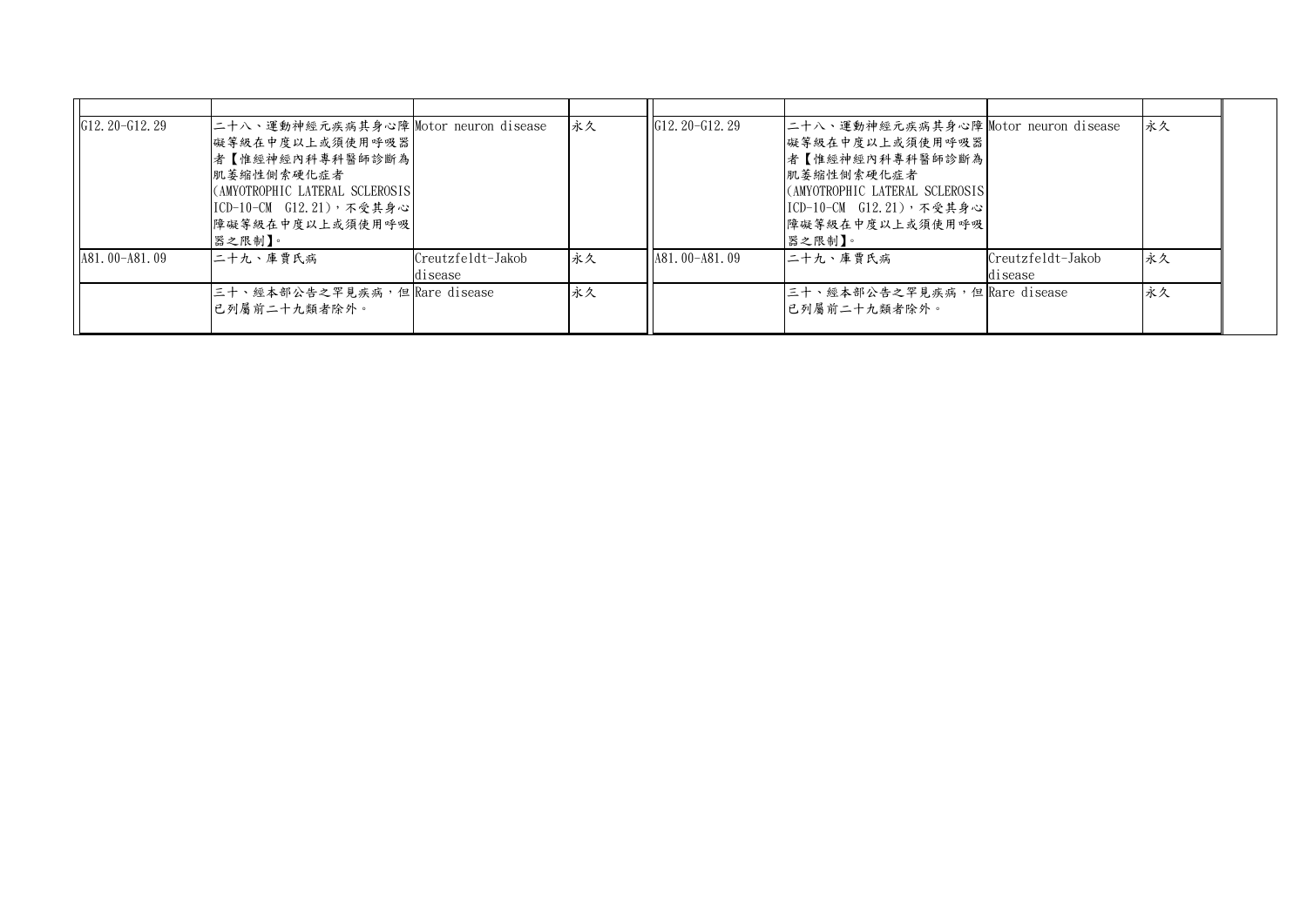| | | | | | | | |
|---|---|---|---|---|---|---|---|
| G12.20-G12.29 | 二十八、運動神經元疾病其身心障礙等級在中度以上或須使用呼吸器者【惟經神經內科專科醫師診斷為肌萎縮性側索硬化症者(AMYOTROPHIC LATERAL SCLEROSIS ICD-10-CM G12.21)，不受其身心障礙等級在中度以上或須使用呼吸器之限制】。 | Motor neuron disease | 永久 | G12.20-G12.29 | 二十八、運動神經元疾病其身心障礙等級在中度以上或須使用呼吸器者【惟經神經內科專科醫師診斷為肌萎縮性側索硬化症者(AMYOTROPHIC LATERAL SCLEROSIS ICD-10-CM G12.21)，不受其身心障礙等級在中度以上或須使用呼吸器之限制】。 | Motor neuron disease | 永久 |
| A81.00-A81.09 | 二十九、庫賈氏病 | Creutzfeldt-Jakob disease | 永久 | A81.00-A81.09 | 二十九、庫賈氏病 | Creutzfeldt-Jakob disease | 永久 |
| | 三十、經本部公告之罕見疾病，但已列屬前二十九類者除外。 | Rare disease | 永久 | | 三十、經本部公告之罕見疾病，但已列屬前二十九類者除外。 | Rare disease | 永久 |